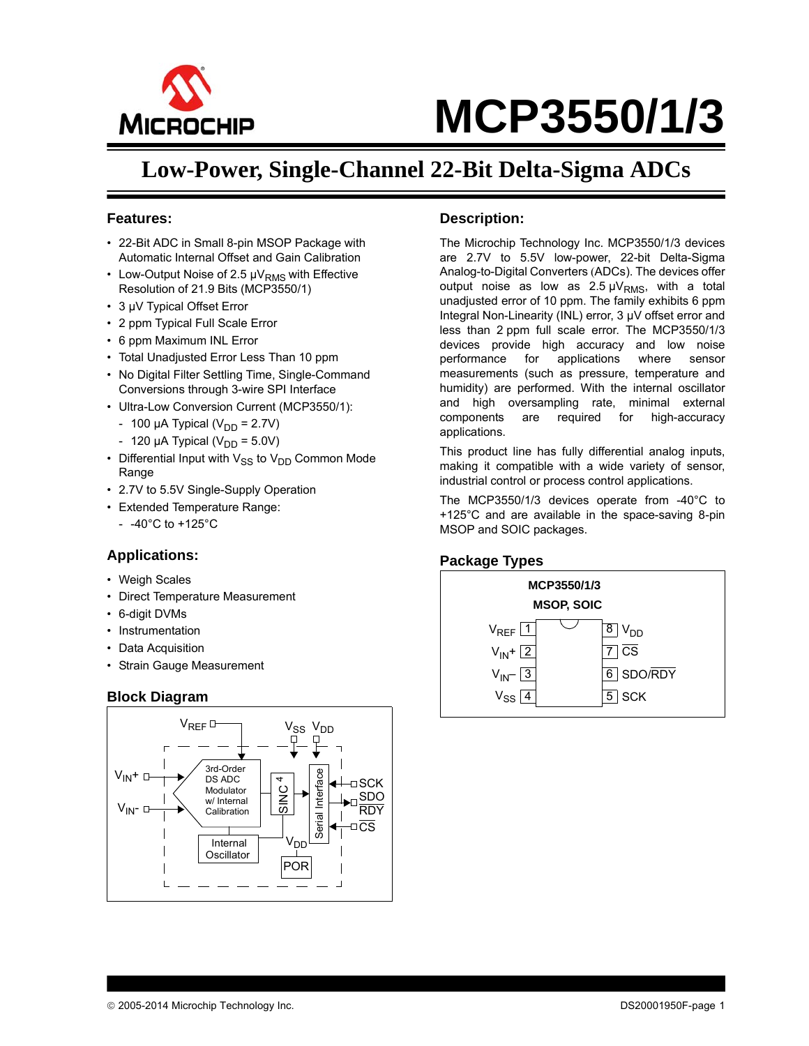# MCP3550/1/3

## Low-Power, Single-Channel 22-Bit Delta-Sigma ADCs

### Features:

- 22-Bit ADC in Small 8-pin MSOP Package with Automatic Internal Offset and Gain Calibration
- Low-Output Noise of 2.5 $\mu V_{RMS}$ with Effective Resolution of 21.9 Bits (MCP3550/1)
- 3 µV Typical Offset Error
- 2 ppm Typical Full Scale Error
- 6 ppm Maximum INL Error
- Total Unadjusted Error Less Than 10 ppm
- No Digital Filter Settling Time, Single-Command Conversions through 3-wire SPI Interface
- Ultra-Low Conversion Current (MCP3550/1):
  - 100 µA Typical ($V_{DD}$ = 2.7V)
  - 120 µA Typical ($V_{DD}$ = 5.0V)
- Differential Input with $V_{SS}$ to $V_{DD}$ Common Mode Range
- 2.7V to 5.5V Single-Supply Operation
- Extended Temperature Range:
  - -40°C to +125°C

### Applications:

- Weigh Scales
- Direct Temperature Measurement
- 6-digit DVMs
- Instrumentation
- Data Acquisition
- Strain Gauge Measurement

### Block Diagram

$V_{REF}$, $V_{SS}$, $V_{DD}$, $V_{IN}+$, $V_{IN}-$, 3rd-Order DS ADC Modulator w/ Internal Calibration, SINC 4, Serial Interface, SCK, SDO/RDY, CS, Internal Oscillator, $V_{DD}$, POR

### Description:

The Microchip Technology Inc. MCP3550/1/3 devices are 2.7V to 5.5V low-power, 22-bit Delta-Sigma Analog-to-Digital Converters (ADCs). The devices offer output noise as low as 2.5 $\mu V_{RMS}$, with a total unadjusted error of 10 ppm. The family exhibits 6 ppm Integral Non-Linearity (INL) error, 3 µV offset error and less than 2 ppm full scale error. The MCP3550/1/3 devices provide high accuracy and low noise performance for applications where sensor measurements (such as pressure, temperature and humidity) are performed. With the internal oscillator and high oversampling rate, minimal external components are required for high-accuracy applications.

This product line has fully differential analog inputs, making it compatible with a wide variety of sensor, industrial control or process control applications.

The MCP3550/1/3 devices operate from -40°C to +125°C and are available in the space-saving 8-pin MSOP and SOIC packages.

### Package Types

**MCP3550/1/3**
**MSOP, SOIC**

| Pin | Name | Pin | Name |
|---|---|---|---|
| 1 | $V_{REF}$ | 8 | $V_{DD}$ |
| 2 | $V_{IN}+$ | 7 | CS |
| 3 | $V_{IN}-$ | 6 | SDO/RDY |
| 4 | $V_{SS}$ | 5 | SCK |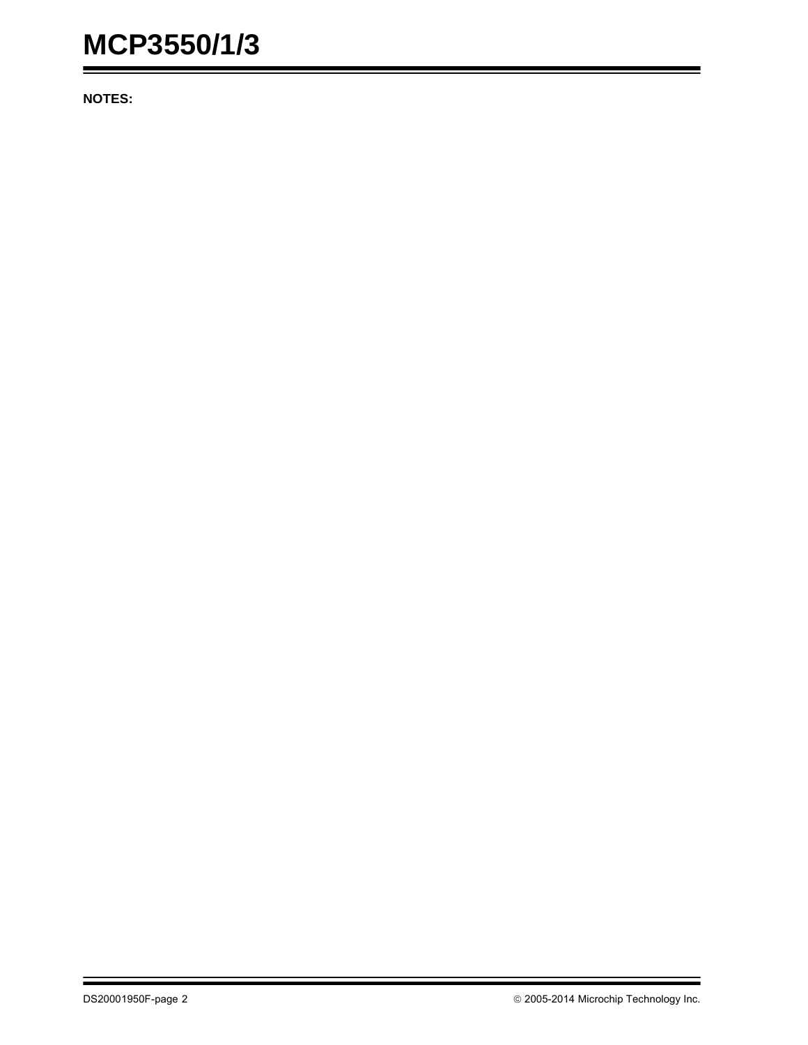**NOTES:**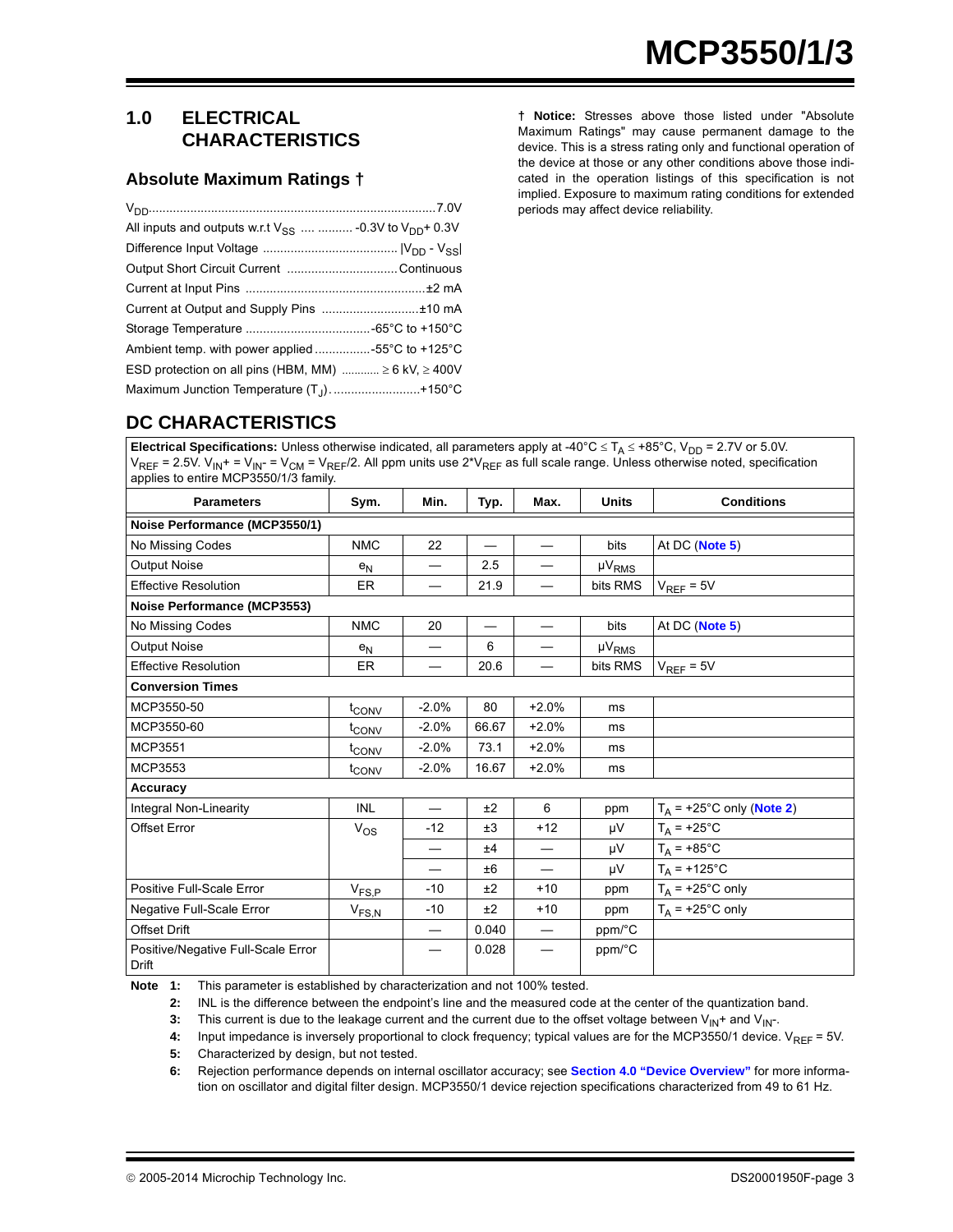## 1.0 ELECTRICAL CHARACTERISTICS

### Absolute Maximum Ratings †

$V_{DD}$ .......... 7.0V
All inputs and outputs w.r.t $V_{SS}$ .......... -0.3V to $V_{DD}$+ 0.3V
Difference Input Voltage .......... $|V_{DD} - V_{SS}|$
Output Short Circuit Current .......... Continuous
Current at Input Pins .......... ±2 mA
Current at Output and Supply Pins .......... ±10 mA
Storage Temperature .......... -65°C to +150°C
Ambient temp. with power applied .......... -55°C to +125°C
ESD protection on all pins (HBM, MM) .......... ≥ 6 kV, ≥ 400V
Maximum Junction Temperature ($T_J$) .......... +150°C

† **Notice:** Stresses above those listed under "Absolute Maximum Ratings" may cause permanent damage to the device. This is a stress rating only and functional operation of the device at those or any other conditions above those indicated in the operation listings of this specification is not implied. Exposure to maximum rating conditions for extended periods may affect device reliability.

## DC CHARACTERISTICS

**Electrical Specifications:** Unless otherwise indicated, all parameters apply at -40°C ≤ $T_A$ ≤ +85°C, $V_{DD}$ = 2.7V or 5.0V. $V_{REF}$ = 2.5V. $V_{IN}$+ = $V_{IN}$- = $V_{CM}$ = $V_{REF}$/2. All ppm units use 2*$V_{REF}$ as full scale range. Unless otherwise noted, specification applies to entire MCP3550/1/3 family.

| Parameters | Sym. | Min. | Typ. | Max. | Units | Conditions |
|---|---|---|---|---|---|---|
| **Noise Performance (MCP3550/1)** | | | | | | |
| No Missing Codes | NMC | 22 | — | — | bits | At DC (Note 5) |
| Output Noise | $e_N$ | — | 2.5 | — | $\mu V_{RMS}$ | |
| Effective Resolution | ER | — | 21.9 | — | bits RMS | $V_{REF}$ = 5V |
| **Noise Performance (MCP3553)** | | | | | | |
| No Missing Codes | NMC | 20 | — | — | bits | At DC (Note 5) |
| Output Noise | $e_N$ | — | 6 | — | $\mu V_{RMS}$ | |
| Effective Resolution | ER | — | 20.6 | — | bits RMS | $V_{REF}$ = 5V |
| **Conversion Times** | | | | | | |
| MCP3550-50 | $t_{CONV}$ | -2.0% | 80 | +2.0% | ms | |
| MCP3550-60 | $t_{CONV}$ | -2.0% | 66.67 | +2.0% | ms | |
| MCP3551 | $t_{CONV}$ | -2.0% | 73.1 | +2.0% | ms | |
| MCP3553 | $t_{CONV}$ | -2.0% | 16.67 | +2.0% | ms | |
| **Accuracy** | | | | | | |
| Integral Non-Linearity | INL | — | ±2 | 6 | ppm | $T_A$ = +25°C only (Note 2) |
| Offset Error | $V_{OS}$ | -12 | ±3 | +12 | µV | $T_A$ = +25°C |
| | | — | ±4 | — | µV | $T_A$ = +85°C |
| | | — | ±6 | — | µV | $T_A$ = +125°C |
| Positive Full-Scale Error | $V_{FS,P}$ | -10 | ±2 | +10 | ppm | $T_A$ = +25°C only |
| Negative Full-Scale Error | $V_{FS,N}$ | -10 | ±2 | +10 | ppm | $T_A$ = +25°C only |
| Offset Drift | | — | 0.040 | — | ppm/°C | |
| Positive/Negative Full-Scale Error Drift | | — | 0.028 | — | ppm/°C | |

**Note 1:** This parameter is established by characterization and not 100% tested.
**2:** INL is the difference between the endpoint's line and the measured code at the center of the quantization band.
**3:** This current is due to the leakage current and the current due to the offset voltage between $V_{IN}$+ and $V_{IN}$-.
**4:** Input impedance is inversely proportional to clock frequency; typical values are for the MCP3550/1 device. $V_{REF}$ = 5V.
**5:** Characterized by design, but not tested.
**6:** Rejection performance depends on internal oscillator accuracy; see **Section 4.0 "Device Overview"** for more information on oscillator and digital filter design. MCP3550/1 device rejection specifications characterized from 49 to 61 Hz.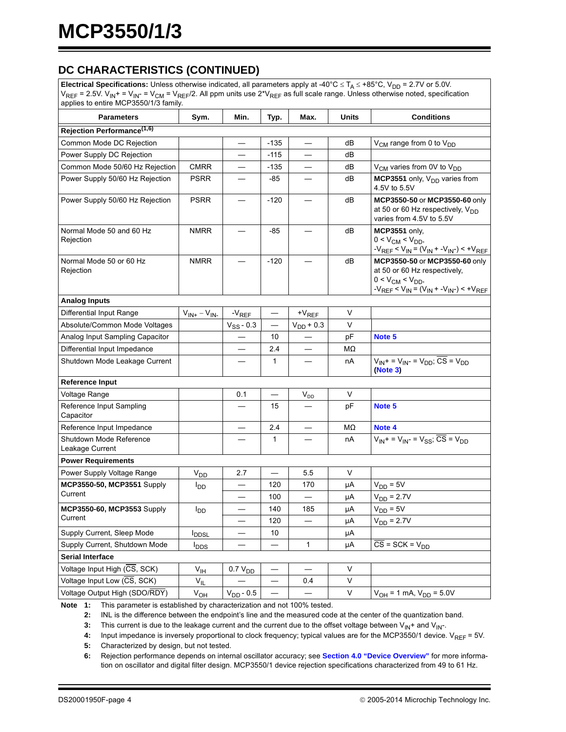## DC CHARACTERISTICS (CONTINUED)

| **Electrical Specifications:** Unless otherwise indicated, all parameters apply at -40°C ≤ $T_A$ ≤ +85°C, $V_{DD}$ = 2.7V or 5.0V. $V_{REF}$ = 2.5V. $V_{IN}$+ = $V_{IN}$- = $V_{CM}$ = $V_{REF}$/2. All ppm units use 2*$V_{REF}$ as full scale range. Unless otherwise noted, specification applies to entire MCP3550/1/3 family. | | | | | | |
|---|---|---|---|---|---|---|
| **Parameters** | **Sym.** | **Min.** | **Typ.** | **Max.** | **Units** | **Conditions** |
| **Rejection Performance**[1,6] | | | | | | |
| Common Mode DC Rejection | | — | -135 | — | dB | $V_{CM}$ range from 0 to $V_{DD}$ |
| Power Supply DC Rejection | | — | -115 | — | dB | |
| Common Mode 50/60 Hz Rejection | CMRR | — | -135 | — | dB | $V_{CM}$ varies from 0V to $V_{DD}$ |
| Power Supply 50/60 Hz Rejection | PSRR | — | -85 | — | dB | **MCP3551** only, $V_{DD}$ varies from 4.5V to 5.5V |
| Power Supply 50/60 Hz Rejection | PSRR | — | -120 | — | dB | **MCP3550-50** or **MCP3550-60** only at 50 or 60 Hz respectively, $V_{DD}$ varies from 4.5V to 5.5V |
| Normal Mode 50 and 60 Hz Rejection | NMRR | — | -85 | — | dB | **MCP3551** only, 0 < $V_{CM}$ < $V_{DD}$, -$V_{REF}$ < $V_{IN}$ = ($V_{IN}$+ -$V_{IN}$-) < +$V_{REF}$ |
| Normal Mode 50 or 60 Hz Rejection | NMRR | — | -120 | — | dB | **MCP3550-50** or **MCP3550-60** only at 50 or 60 Hz respectively, 0 < $V_{CM}$ < $V_{DD}$, -$V_{REF}$ < $V_{IN}$ = ($V_{IN}$+ -$V_{IN}$-) < +$V_{REF}$ |
| **Analog Inputs** | | | | | | |
| Differential Input Range | $V_{IN+} - V_{IN-}$ | -$V_{REF}$ | — | +$V_{REF}$ | V | |
| Absolute/Common Mode Voltages | | $V_{SS}$ - 0.3 | — | $V_{DD}$ + 0.3 | V | |
| Analog Input Sampling Capacitor | | — | 10 | — | pF | **Note 5** |
| Differential Input Impedance | | — | 2.4 | — | MΩ | |
| Shutdown Mode Leakage Current | | — | 1 | — | nA | $V_{IN}$+ = $V_{IN}$- = $V_{DD}$; $\overline{CS}$ = $V_{DD}$ (**Note 3**) |
| **Reference Input** | | | | | | |
| Voltage Range | | 0.1 | — | $V_{DD}$ | V | |
| Reference Input Sampling Capacitor | | — | 15 | — | pF | **Note 5** |
| Reference Input Impedance | | — | 2.4 | — | MΩ | **Note 4** |
| Shutdown Mode Reference Leakage Current | | — | 1 | — | nA | $V_{IN}$+ = $V_{IN}$- = $V_{SS}$; $\overline{CS}$ = $V_{DD}$ |
| **Power Requirements** | | | | | | |
| Power Supply Voltage Range | $V_{DD}$ | 2.7 | — | 5.5 | V | |
| **MCP3550-50, MCP3551** Supply Current | $I_{DD}$ | — | 120 | 170 | µA | $V_{DD}$ = 5V |
| | | — | 100 | — | µA | $V_{DD}$ = 2.7V |
| **MCP3550-60, MCP3553** Supply Current | $I_{DD}$ | — | 140 | 185 | µA | $V_{DD}$ = 5V |
| | | — | 120 | — | µA | $V_{DD}$ = 2.7V |
| Supply Current, Sleep Mode | $I_{DDSL}$ | — | 10 | | µA | |
| Supply Current, Shutdown Mode | $I_{DDS}$ | — | — | 1 | µA | $\overline{CS}$ = SCK = $V_{DD}$ |
| **Serial Interface** | | | | | | |
| Voltage Input High ($\overline{CS}$, SCK) | $V_{IH}$ | 0.7 $V_{DD}$ | — | — | V | |
| Voltage Input Low ($\overline{CS}$, SCK) | $V_{IL}$ | — | — | 0.4 | V | |
| Voltage Output High (SDO/$\overline{RDY}$) | $V_{OH}$ | $V_{DD}$ - 0.5 | — | — | V | $V_{OH}$ = 1 mA, $V_{DD}$ = 5.0V |

**Note 1:** This parameter is established by characterization and not 100% tested.

**2:** INL is the difference between the endpoint's line and the measured code at the center of the quantization band.

**3:** This current is due to the leakage current and the current due to the offset voltage between $V_{IN}$+ and $V_{IN}$-.

**4:** Input impedance is inversely proportional to clock frequency; typical values are for the MCP3550/1 device. $V_{REF}$ = 5V.

**5:** Characterized by design, but not tested.

**6:** Rejection performance depends on internal oscillator accuracy; see **Section 4.0 "Device Overview"** for more information on oscillator and digital filter design. MCP3550/1 device rejection specifications characterized from 49 to 61 Hz.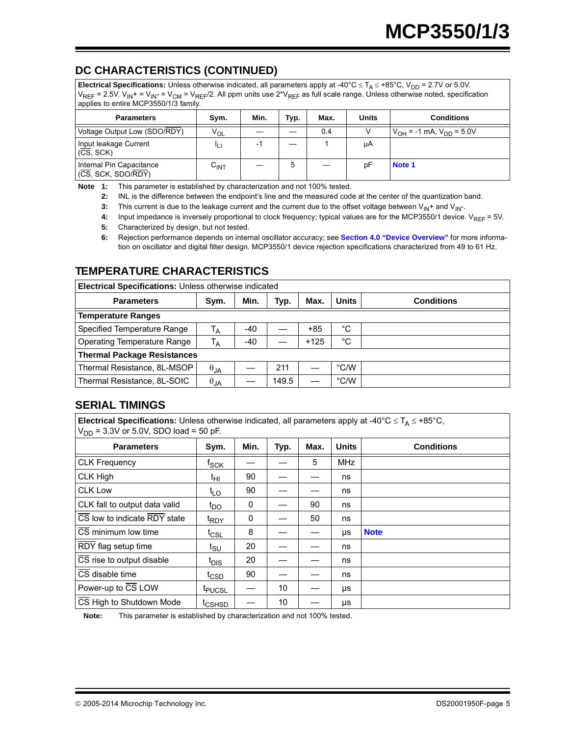## DC CHARACTERISTICS (CONTINUED)

| Electrical Specifications: Unless otherwise indicated, all parameters apply at -40°C ≤ $T_A$ ≤ +85°C, $V_{DD}$ = 2.7V or 5.0V. $V_{REF}$ = 2.5V. $V_{IN}+$ = $V_{IN}-$ = $V_{CM}$ = $V_{REF}/2$. All ppm units use 2*$V_{REF}$ as full scale range. Unless otherwise noted, specification applies to entire MCP3550/1/3 family. | | | | | | |
|---|---|---|---|---|---|---|
| **Parameters** | **Sym.** | **Min.** | **Typ.** | **Max.** | **Units** | **Conditions** |
| Voltage Output Low (SDO/$\overline{RDY}$) | $V_{OL}$ | — | — | 0.4 | V | $V_{OH}$ = -1 mA, $V_{DD}$ = 5.0V |
| Input leakage Current ($\overline{CS}$, SCK) | $I_{LI}$ | -1 | — | 1 | µA | |
| Internal Pin Capacitance ($\overline{CS}$, SCK, SDO/$\overline{RDY}$) | $C_{INT}$ | — | 5 | — | pF | Note 1 |

**Note 1:** This parameter is established by characterization and not 100% tested.

**2:** INL is the difference between the endpoint's line and the measured code at the center of the quantization band.

**3:** This current is due to the leakage current and the current due to the offset voltage between $V_{IN}+$ and $V_{IN}-$.

**4:** Input impedance is inversely proportional to clock frequency; typical values are for the MCP3550/1 device. $V_{REF}$ = 5V.

**5:** Characterized by design, but not tested.

**6:** Rejection performance depends on internal oscillator accuracy; see **Section 4.0 "Device Overview"** for more information on oscillator and digital filter design. MCP3550/1 device rejection specifications characterized from 49 to 61 Hz.

## TEMPERATURE CHARACTERISTICS

| Electrical Specifications: Unless otherwise indicated | | | | | | |
|---|---|---|---|---|---|---|
| **Parameters** | **Sym.** | **Min.** | **Typ.** | **Max.** | **Units** | **Conditions** |
| **Temperature Ranges** | | | | | | |
| Specified Temperature Range | $T_A$ | -40 | — | +85 | °C | |
| Operating Temperature Range | $T_A$ | -40 | — | +125 | °C | |
| **Thermal Package Resistances** | | | | | | |
| Thermal Resistance, 8L-MSOP | $\theta_{JA}$ | — | 211 | — | °C/W | |
| Thermal Resistance, 8L-SOIC | $\theta_{JA}$ | — | 149.5 | — | °C/W | |

## SERIAL TIMINGS

| Electrical Specifications: Unless otherwise indicated, all parameters apply at -40°C ≤ $T_A$ ≤ +85°C, $V_{DD}$ = 3.3V or 5.0V, SDO load = 50 pF. | | | | | | |
|---|---|---|---|---|---|---|
| **Parameters** | **Sym.** | **Min.** | **Typ.** | **Max.** | **Units** | **Conditions** |
| CLK Frequency | $f_{SCK}$ | — | — | 5 | MHz | |
| CLK High | $t_{HI}$ | 90 | — | — | ns | |
| CLK Low | $t_{LO}$ | 90 | — | — | ns | |
| CLK fall to output data valid | $t_{DO}$ | 0 | — | 90 | ns | |
| $\overline{CS}$ low to indicate $\overline{RDY}$ state | $t_{RDY}$ | 0 | — | 50 | ns | |
| $\overline{CS}$ minimum low time | $t_{CSL}$ | 8 | — | — | µs | Note |
| $\overline{RDY}$ flag setup time | $t_{SU}$ | 20 | — | — | ns | |
| $\overline{CS}$ rise to output disable | $t_{DIS}$ | 20 | — | — | ns | |
| $\overline{CS}$ disable time | $t_{CSD}$ | 90 | — | — | ns | |
| Power-up to $\overline{CS}$ LOW | $t_{PUCSL}$ | — | 10 | — | µs | |
| $\overline{CS}$ High to Shutdown Mode | $t_{CSHSD}$ | — | 10 | — | µs | |

**Note:** This parameter is established by characterization and not 100% tested.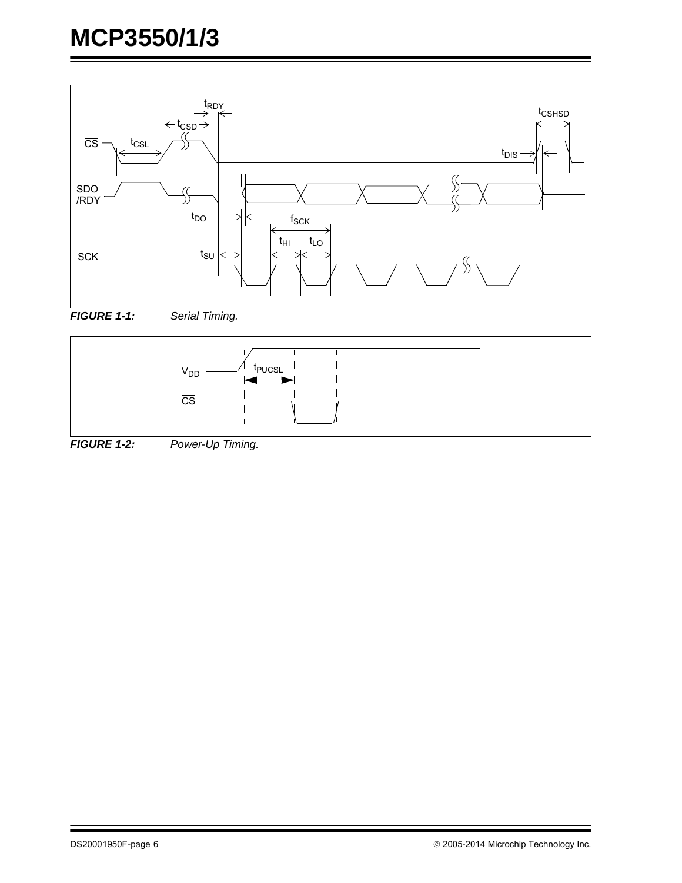**FIGURE 1-1:** Serial Timing.

**FIGURE 1-2:** Power-Up Timing.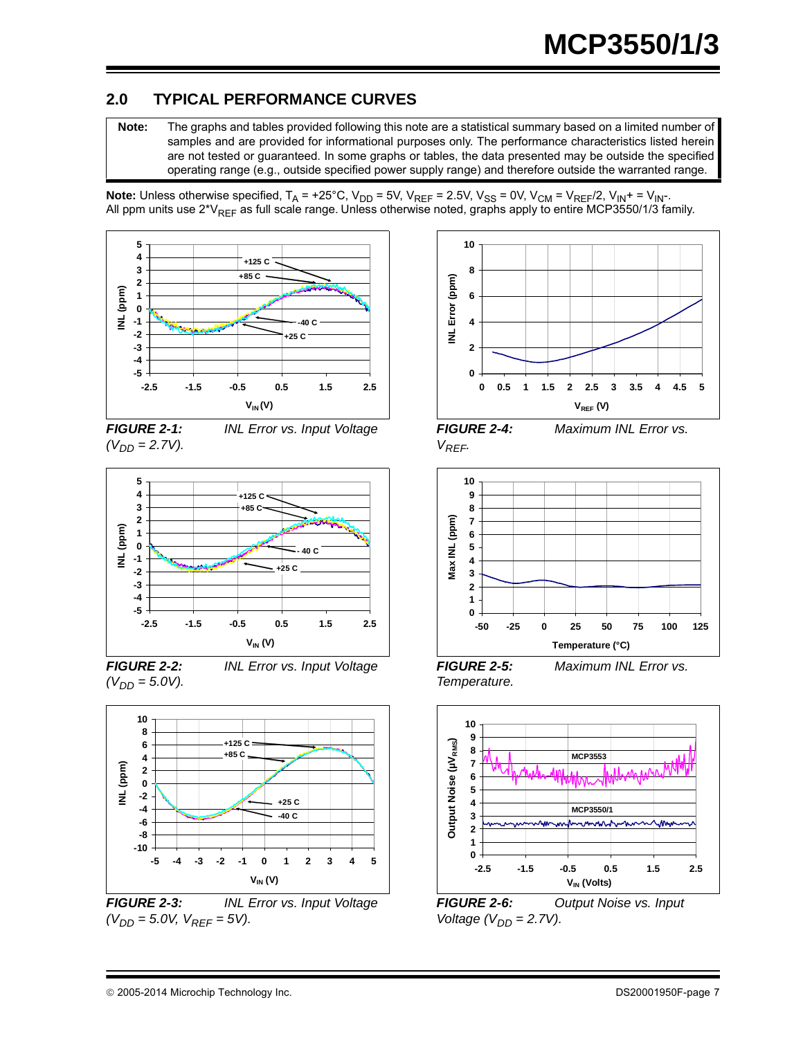## 2.0 TYPICAL PERFORMANCE CURVES

**Note:** The graphs and tables provided following this note are a statistical summary based on a limited number of samples and are provided for informational purposes only. The performance characteristics listed herein are not tested or guaranteed. In some graphs or tables, the data presented may be outside the specified operating range (e.g., outside specified power supply range) and therefore outside the warranted range.

**Note:** Unless otherwise specified, $T_A$ = +25°C, $V_{DD}$ = 5V, $V_{REF}$ = 2.5V, $V_{SS}$ = 0V, $V_{CM} = V_{REF}/2$, $V_{IN}+ = V_{IN}-$. All ppm units use $2*V_{REF}$ as full scale range. Unless otherwise noted, graphs apply to entire MCP3550/1/3 family.

*FIGURE 2-1: INL Error vs. Input Voltage ($V_{DD}$ = 2.7V).*

*FIGURE 2-2: INL Error vs. Input Voltage ($V_{DD}$ = 5.0V).*

*FIGURE 2-3: INL Error vs. Input Voltage ($V_{DD}$ = 5.0V, $V_{REF}$ = 5V).*

*FIGURE 2-4: Maximum INL Error vs. $V_{REF}$.*

*FIGURE 2-5: Maximum INL Error vs. Temperature.*

*FIGURE 2-6: Output Noise vs. Input Voltage ($V_{DD}$ = 2.7V).*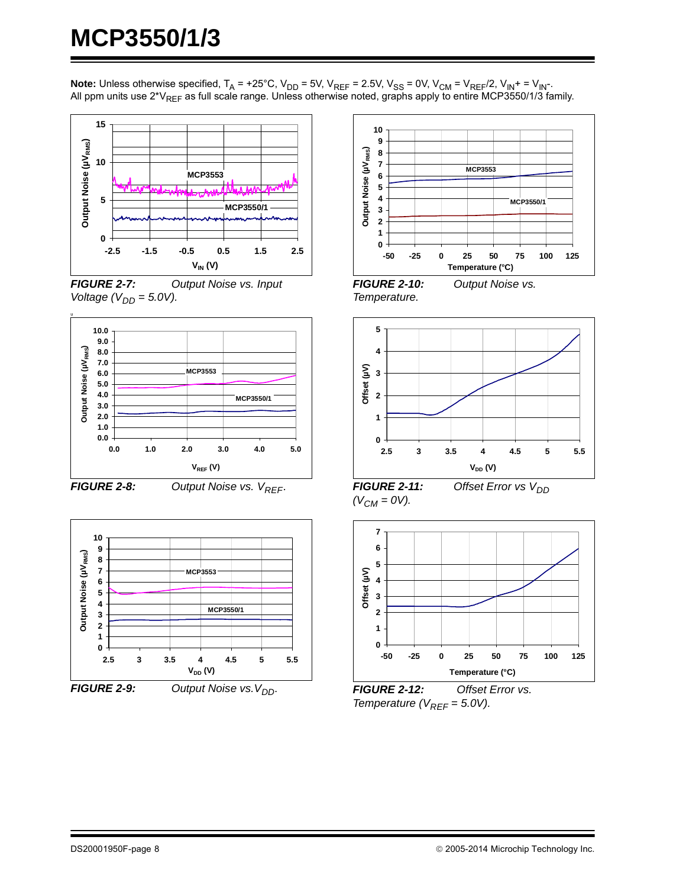**Note:** Unless otherwise specified, $T_A$ = +25°C, $V_{DD}$ = 5V, $V_{REF}$ = 2.5V, $V_{SS}$ = 0V, $V_{CM} = V_{REF}/2$, $V_{IN}+ = V_{IN}-$. All ppm units use $2^*V_{REF}$ as full scale range. Unless otherwise noted, graphs apply to entire MCP3550/1/3 family.

***FIGURE 2-7:*** *Output Noise vs. Input Voltage ($V_{DD}$ = 5.0V).*

***FIGURE 2-8:*** *Output Noise vs. $V_{REF}$.*

***FIGURE 2-9:*** *Output Noise vs. $V_{DD}$.*

***FIGURE 2-10:*** *Output Noise vs. Temperature.*

***FIGURE 2-11:*** *Offset Error vs $V_{DD}$ ($V_{CM}$ = 0V).*

***FIGURE 2-12:*** *Offset Error vs. Temperature ($V_{REF}$ = 5.0V).*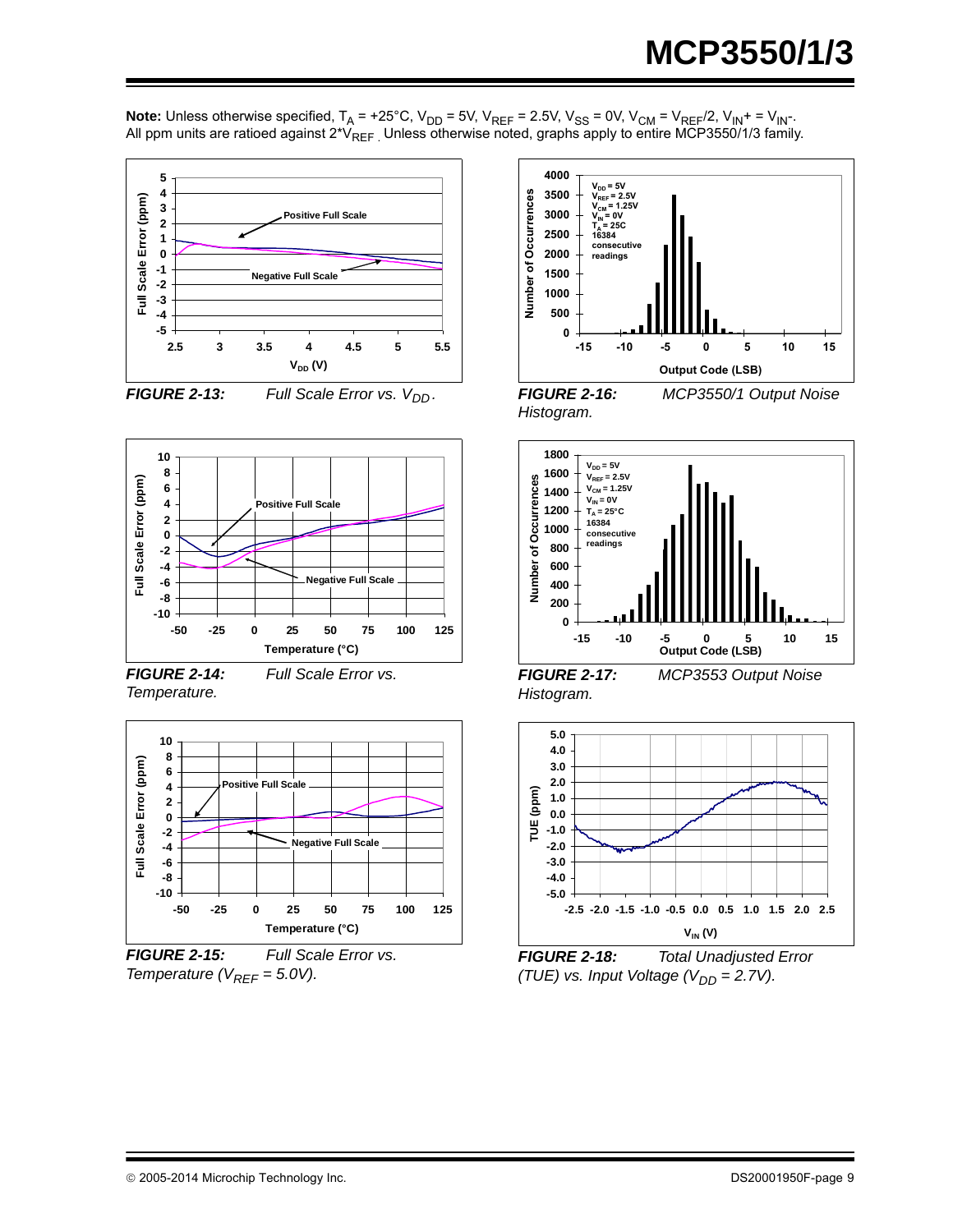**Note:** Unless otherwise specified, $T_A = +25°C$, $V_{DD} = 5V$, $V_{REF} = 2.5V$, $V_{SS} = 0V$, $V_{CM} = V_{REF}/2$, $V_{IN}+ = V_{IN}-$. All ppm units are ratioed against $2*V_{REF}$. Unless otherwise noted, graphs apply to entire MCP3550/1/3 family.

***FIGURE 2-13:*** *Full Scale Error vs. $V_{DD}$.*

***FIGURE 2-14:*** *Full Scale Error vs. Temperature.*

***FIGURE 2-15:*** *Full Scale Error vs. Temperature ($V_{REF} = 5.0V$).*

***FIGURE 2-16:*** *MCP3550/1 Output Noise Histogram.*

***FIGURE 2-17:*** *MCP3553 Output Noise Histogram.*

***FIGURE 2-18:*** *Total Unadjusted Error (TUE) vs. Input Voltage ($V_{DD} = 2.7V$).*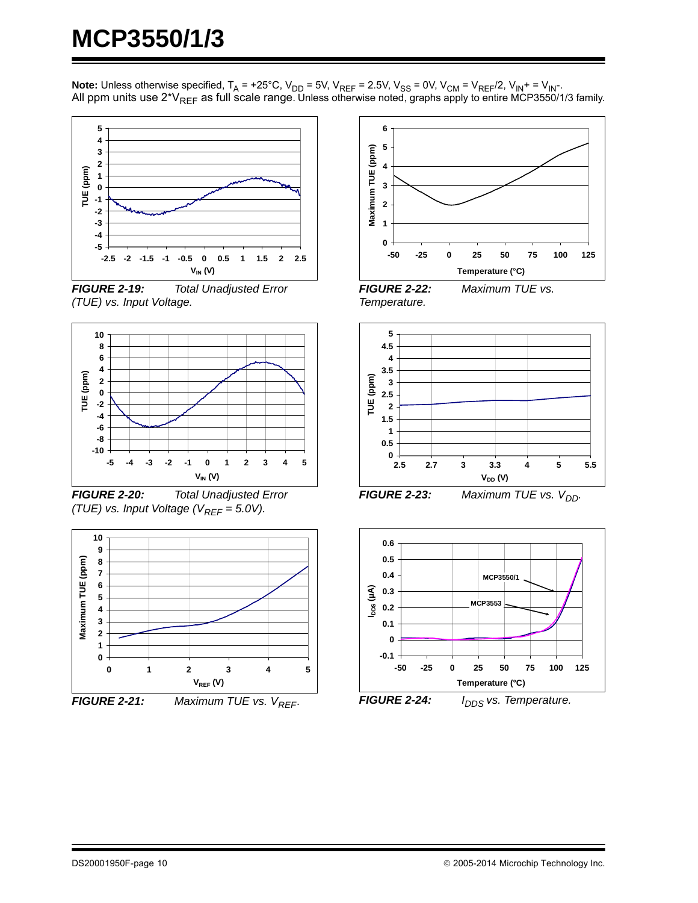**Note:** Unless otherwise specified, $T_A$ = +25°C, $V_{DD}$ = 5V, $V_{REF}$ = 2.5V, $V_{SS}$ = 0V, $V_{CM}$ = $V_{REF}/2$, $V_{IN}$+ = $V_{IN}$-. All ppm units use $2{*}V_{REF}$ as full scale range. Unless otherwise noted, graphs apply to entire MCP3550/1/3 family.

***FIGURE 2-19:*** *Total Unadjusted Error (TUE) vs. Input Voltage.*

***FIGURE 2-20:*** *Total Unadjusted Error (TUE) vs. Input Voltage ($V_{REF}$ = 5.0V).*

***FIGURE 2-21:*** *Maximum TUE vs. $V_{REF}$.*

***FIGURE 2-22:*** *Maximum TUE vs. Temperature.*

***FIGURE 2-23:*** *Maximum TUE vs. $V_{DD}$.*

***FIGURE 2-24:*** *$I_{DDS}$ vs. Temperature.*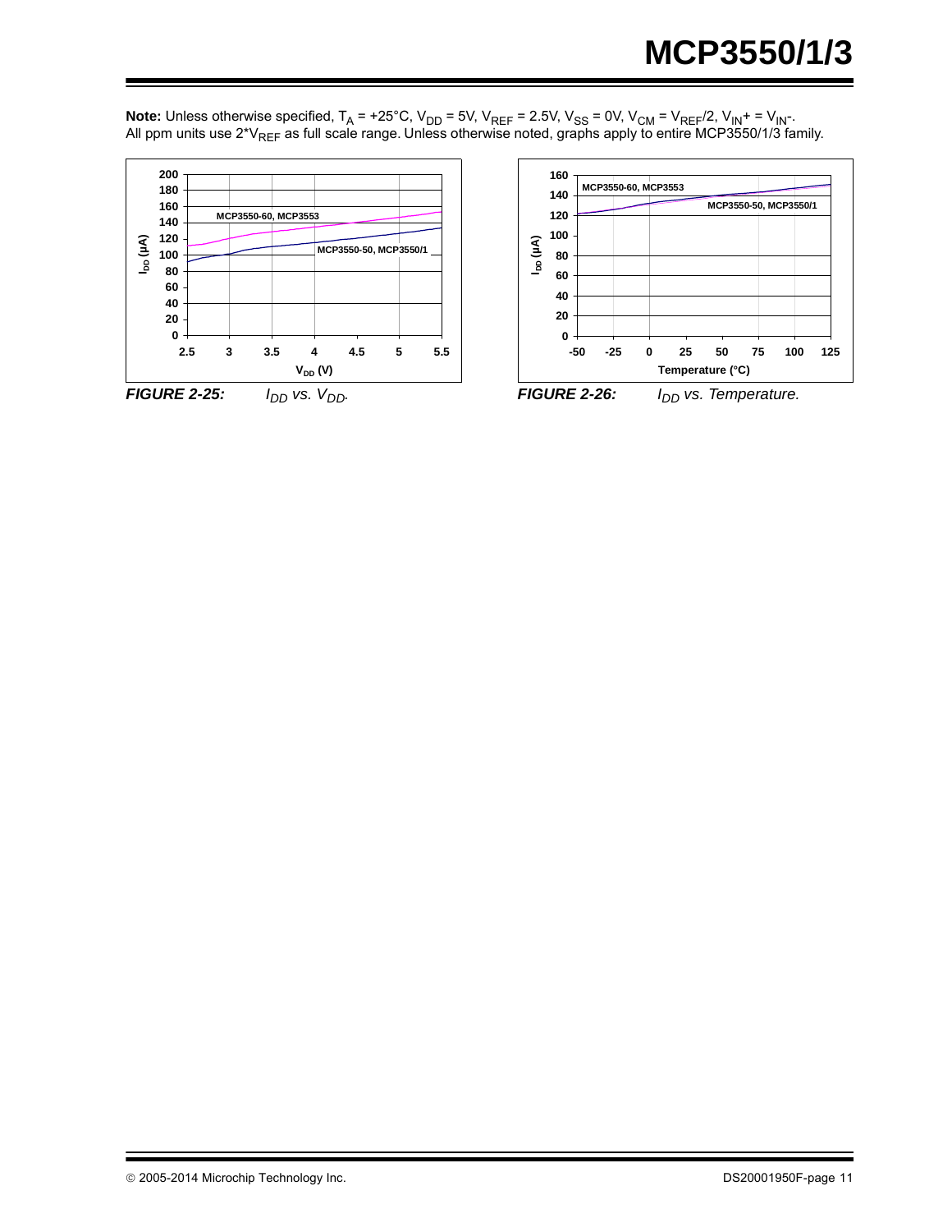**Note:** Unless otherwise specified, $T_A$ = +25°C, $V_{DD}$ = 5V, $V_{REF}$ = 2.5V, $V_{SS}$ = 0V, $V_{CM} = V_{REF}/2$, $V_{IN}+ = V_{IN}-$. All ppm units use $2*V_{REF}$ as full scale range. Unless otherwise noted, graphs apply to entire MCP3550/1/3 family.

***FIGURE 2-25:*** *$I_{DD}$ vs. $V_{DD}$.*

***FIGURE 2-26:*** *$I_{DD}$ vs. Temperature.*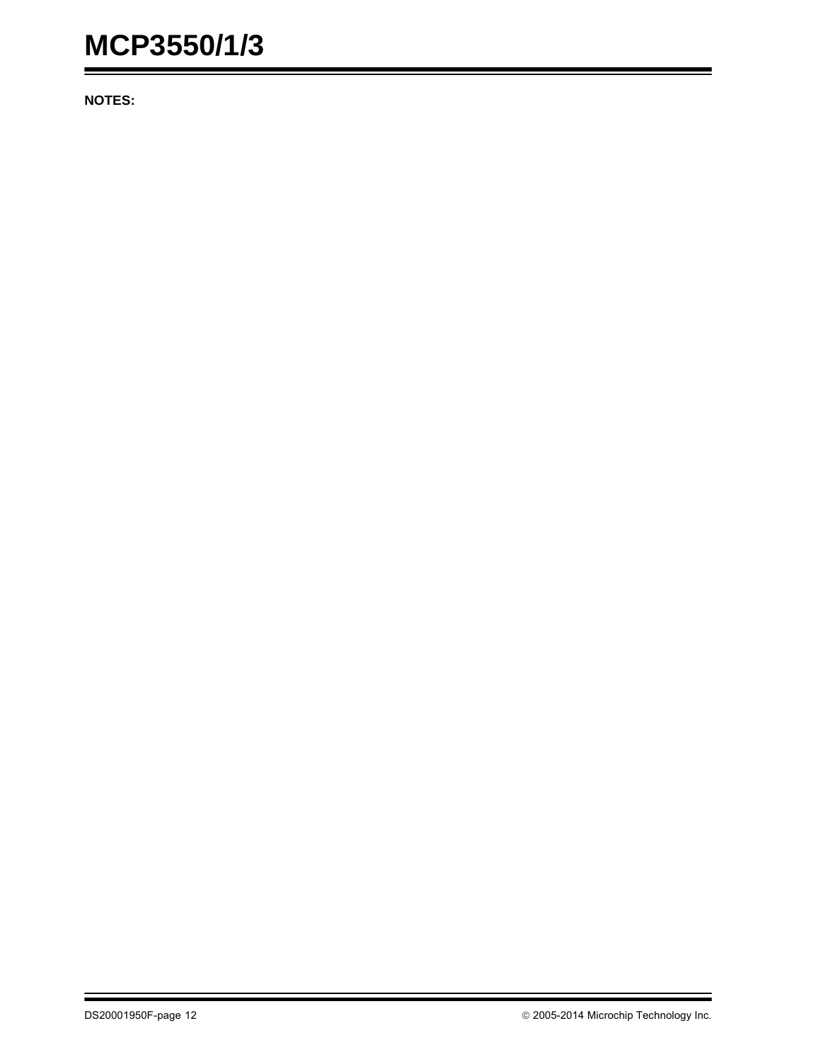**NOTES:**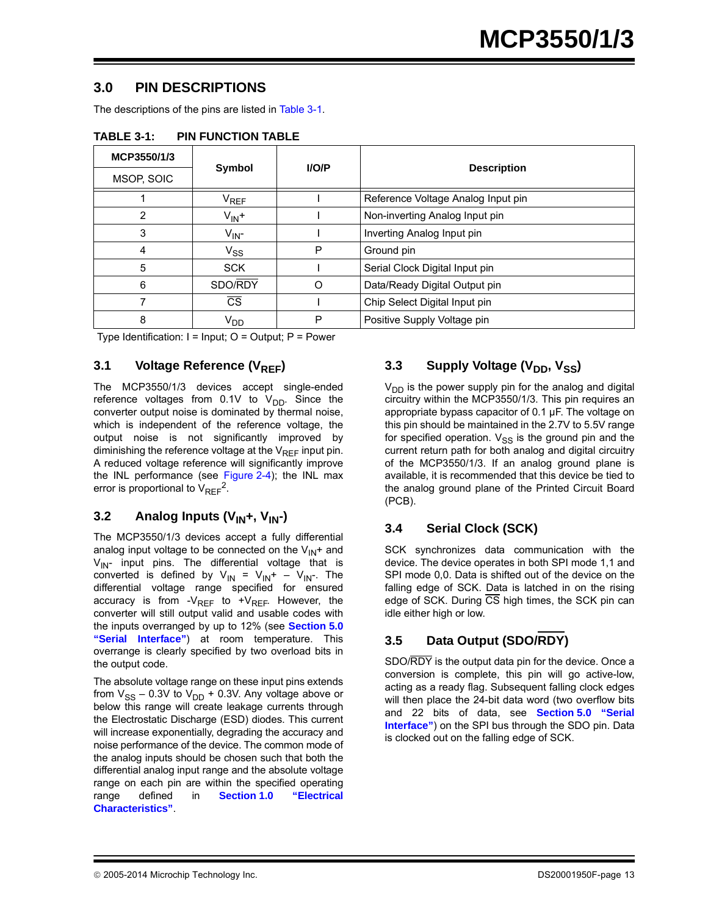## 3.0 PIN DESCRIPTIONS

The descriptions of the pins are listed in Table 3-1.

**TABLE 3-1: PIN FUNCTION TABLE**

| MCP3550/1/3 MSOP, SOIC | Symbol | I/O/P | Description |
|---|---|---|---|
| 1 | $V_{REF}$ | I | Reference Voltage Analog Input pin |
| 2 | $V_{IN}+$ | I | Non-inverting Analog Input pin |
| 3 | $V_{IN}-$ | I | Inverting Analog Input pin |
| 4 | $V_{SS}$ | P | Ground pin |
| 5 | SCK | I | Serial Clock Digital Input pin |
| 6 | SDO/$\overline{RDY}$ | O | Data/Ready Digital Output pin |
| 7 | $\overline{CS}$ | I | Chip Select Digital Input pin |
| 8 | $V_{DD}$ | P | Positive Supply Voltage pin |

Type Identification: I = Input; O = Output; P = Power

### 3.1 Voltage Reference ($V_{REF}$)

The MCP3550/1/3 devices accept single-ended reference voltages from 0.1V to $V_{DD}$. Since the converter output noise is dominated by thermal noise, which is independent of the reference voltage, the output noise is not significantly improved by diminishing the reference voltage at the $V_{REF}$ input pin. A reduced voltage reference will significantly improve the INL performance (see Figure 2-4); the INL max error is proportional to $V_{REF}^2$.

### 3.2 Analog Inputs ($V_{IN}+$, $V_{IN}-$)

The MCP3550/1/3 devices accept a fully differential analog input voltage to be connected on the $V_{IN}+$ and $V_{IN}-$ input pins. The differential voltage that is converted is defined by $V_{IN} = V_{IN}+ - V_{IN}-$. The differential voltage range specified for ensured accuracy is from $-V_{REF}$ to $+V_{REF}$. However, the converter will still output valid and usable codes with the inputs overranged by up to 12% (see **Section 5.0 "Serial Interface"**) at room temperature. This overrange is clearly specified by two overload bits in the output code.

The absolute voltage range on these input pins extends from $V_{SS}$ – 0.3V to $V_{DD}$ + 0.3V. Any voltage above or below this range will create leakage currents through the Electrostatic Discharge (ESD) diodes. This current will increase exponentially, degrading the accuracy and noise performance of the device. The common mode of the analog inputs should be chosen such that both the differential analog input range and the absolute voltage range on each pin are within the specified operating range defined in **Section 1.0 "Electrical Characteristics"**.

### 3.3 Supply Voltage ($V_{DD}$, $V_{SS}$)

$V_{DD}$ is the power supply pin for the analog and digital circuitry within the MCP3550/1/3. This pin requires an appropriate bypass capacitor of 0.1 µF. The voltage on this pin should be maintained in the 2.7V to 5.5V range for specified operation. $V_{SS}$ is the ground pin and the current return path for both analog and digital circuitry of the MCP3550/1/3. If an analog ground plane is available, it is recommended that this device be tied to the analog ground plane of the Printed Circuit Board (PCB).

### 3.4 Serial Clock (SCK)

SCK synchronizes data communication with the device. The device operates in both SPI mode 1,1 and SPI mode 0,0. Data is shifted out of the device on the falling edge of SCK. Data is latched in on the rising edge of SCK. During $\overline{CS}$ high times, the SCK pin can idle either high or low.

### 3.5 Data Output (SDO/$\overline{RDY}$)

SDO/$\overline{RDY}$ is the output data pin for the device. Once a conversion is complete, this pin will go active-low, acting as a ready flag. Subsequent falling clock edges will then place the 24-bit data word (two overflow bits and 22 bits of data, see **Section 5.0 "Serial Interface"**) on the SPI bus through the SDO pin. Data is clocked out on the falling edge of SCK.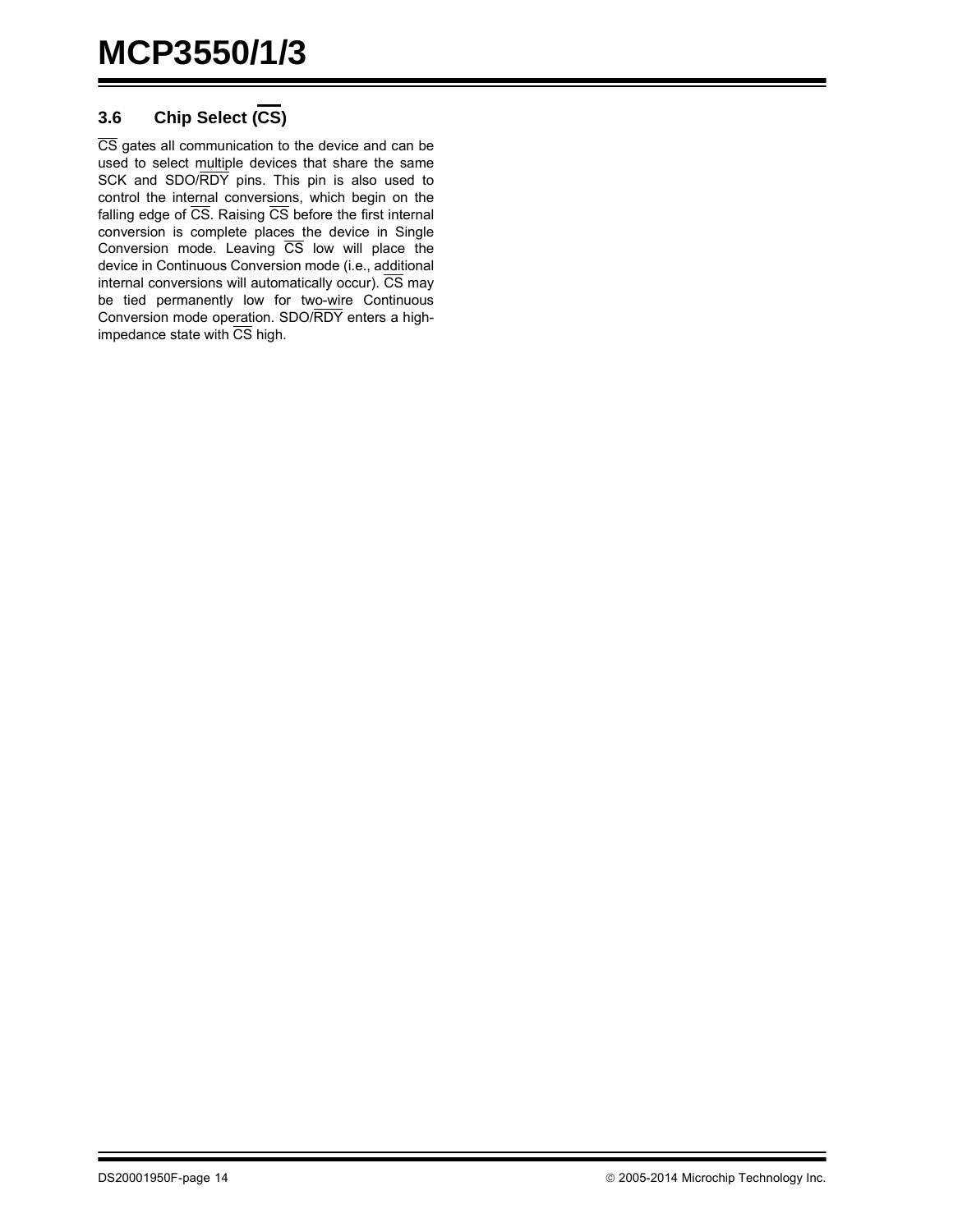### 3.6 Chip Select ($\overline{CS}$)

$\overline{CS}$ gates all communication to the device and can be used to select multiple devices that share the same SCK and SDO/$\overline{RDY}$ pins. This pin is also used to control the internal conversions, which begin on the falling edge of $\overline{CS}$. Raising $\overline{CS}$ before the first internal conversion is complete places the device in Single Conversion mode. Leaving $\overline{CS}$ low will place the device in Continuous Conversion mode (i.e., additional internal conversions will automatically occur). $\overline{CS}$ may be tied permanently low for two-wire Continuous Conversion mode operation. SDO/$\overline{RDY}$ enters a high-impedance state with $\overline{CS}$ high.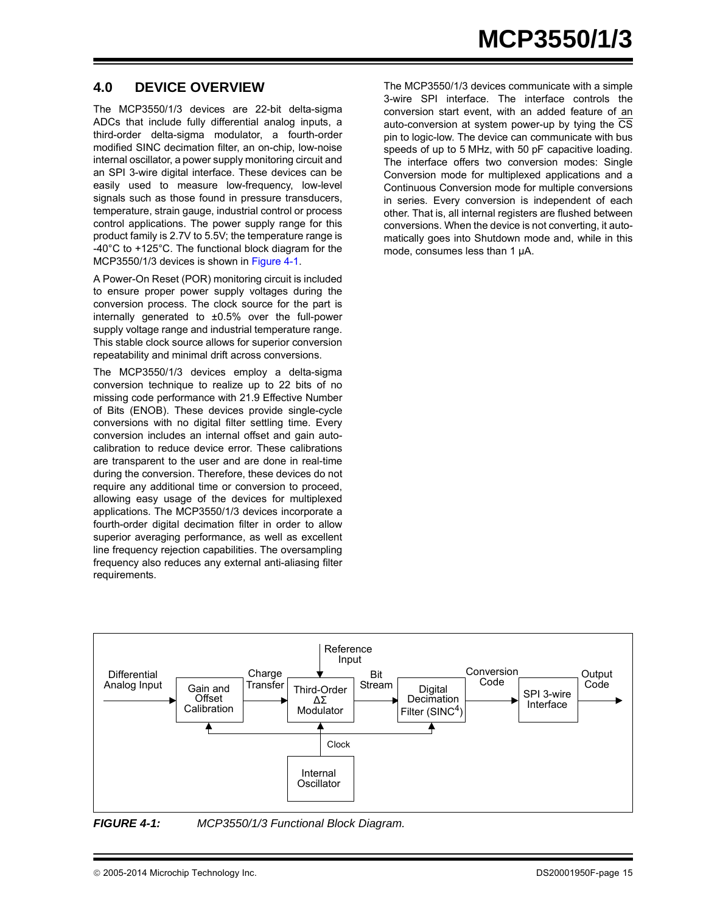## 4.0 DEVICE OVERVIEW

The MCP3550/1/3 devices are 22-bit delta-sigma ADCs that include fully differential analog inputs, a third-order delta-sigma modulator, a fourth-order modified SINC decimation filter, an on-chip, low-noise internal oscillator, a power supply monitoring circuit and an SPI 3-wire digital interface. These devices can be easily used to measure low-frequency, low-level signals such as those found in pressure transducers, temperature, strain gauge, industrial control or process control applications. The power supply range for this product family is 2.7V to 5.5V; the temperature range is -40°C to +125°C. The functional block diagram for the MCP3550/1/3 devices is shown in Figure 4-1.

A Power-On Reset (POR) monitoring circuit is included to ensure proper power supply voltages during the conversion process. The clock source for the part is internally generated to ±0.5% over the full-power supply voltage range and industrial temperature range. This stable clock source allows for superior conversion repeatability and minimal drift across conversions.

The MCP3550/1/3 devices employ a delta-sigma conversion technique to realize up to 22 bits of no missing code performance with 21.9 Effective Number of Bits (ENOB). These devices provide single-cycle conversions with no digital filter settling time. Every conversion includes an internal offset and gain auto-calibration to reduce device error. These calibrations are transparent to the user and are done in real-time during the conversion. Therefore, these devices do not require any additional time or conversion to proceed, allowing easy usage of the devices for multiplexed applications. The MCP3550/1/3 devices incorporate a fourth-order digital decimation filter in order to allow superior averaging performance, as well as excellent line frequency rejection capabilities. The oversampling frequency also reduces any external anti-aliasing filter requirements.

The MCP3550/1/3 devices communicate with a simple 3-wire SPI interface. The interface controls the conversion start event, with an added feature of an auto-conversion at system power-up by tying the $\overline{CS}$ pin to logic-low. The device can communicate with bus speeds of up to 5 MHz, with 50 pF capacitive loading. The interface offers two conversion modes: Single Conversion mode for multiplexed applications and a Continuous Conversion mode for multiple conversions in series. Every conversion is independent of each other. That is, all internal registers are flushed between conversions. When the device is not converting, it automatically goes into Shutdown mode and, while in this mode, consumes less than 1 µA.

Differential Analog Input → Gain and Offset Calibration → Charge Transfer → Third-Order ΔΣ Modulator (Reference Input) → Bit Stream → Digital Decimation Filter ($SINC^4$) → Conversion Code → SPI 3-wire Interface → Output Code

Internal Oscillator → Clock (to Gain and Offset Calibration, Third-Order ΔΣ Modulator, Digital Decimation Filter)

*FIGURE 4-1: MCP3550/1/3 Functional Block Diagram.*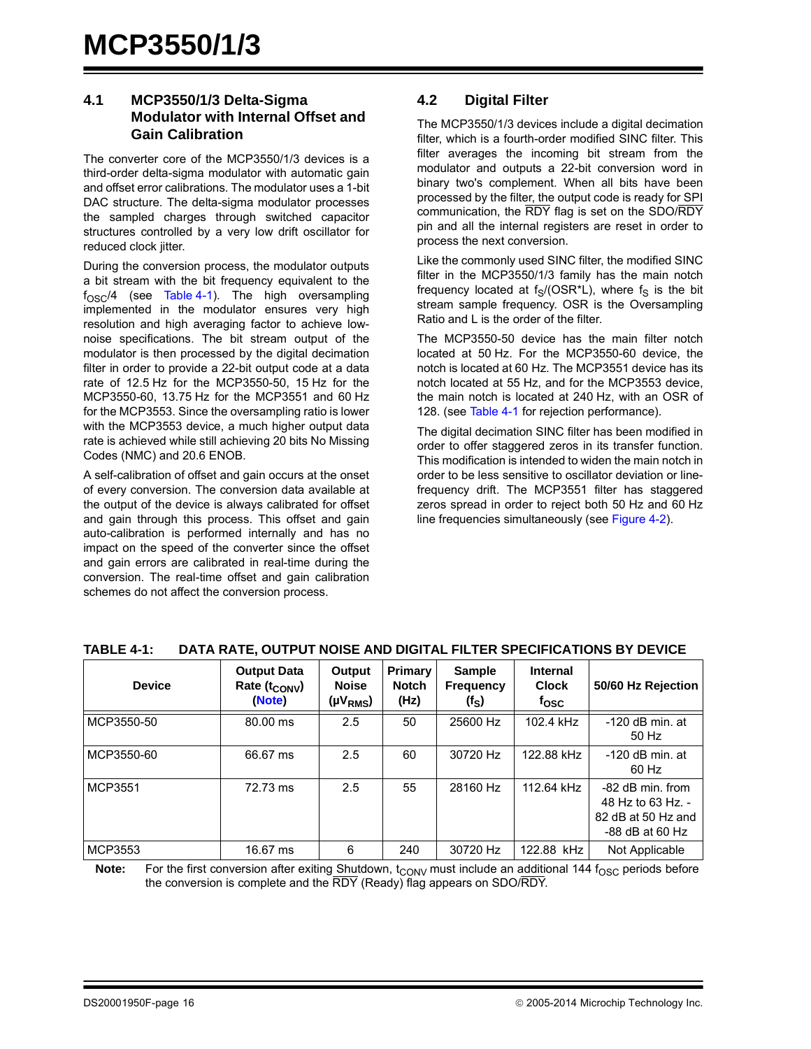### 4.1 MCP3550/1/3 Delta-Sigma Modulator with Internal Offset and Gain Calibration

The converter core of the MCP3550/1/3 devices is a third-order delta-sigma modulator with automatic gain and offset error calibrations. The modulator uses a 1-bit DAC structure. The delta-sigma modulator processes the sampled charges through switched capacitor structures controlled by a very low drift oscillator for reduced clock jitter.

During the conversion process, the modulator outputs a bit stream with the bit frequency equivalent to the $f_{OSC}/4$ (see Table 4-1). The high oversampling implemented in the modulator ensures very high resolution and high averaging factor to achieve low-noise specifications. The bit stream output of the modulator is then processed by the digital decimation filter in order to provide a 22-bit output code at a data rate of 12.5 Hz for the MCP3550-50, 15 Hz for the MCP3550-60, 13.75 Hz for the MCP3551 and 60 Hz for the MCP3553. Since the oversampling ratio is lower with the MCP3553 device, a much higher output data rate is achieved while still achieving 20 bits No Missing Codes (NMC) and 20.6 ENOB.

A self-calibration of offset and gain occurs at the onset of every conversion. The conversion data available at the output of the device is always calibrated for offset and gain through this process. This offset and gain auto-calibration is performed internally and has no impact on the speed of the converter since the offset and gain errors are calibrated in real-time during the conversion. The real-time offset and gain calibration schemes do not affect the conversion process.

### 4.2 Digital Filter

The MCP3550/1/3 devices include a digital decimation filter, which is a fourth-order modified SINC filter. This filter averages the incoming bit stream from the modulator and outputs a 22-bit conversion word in binary two's complement. When all bits have been processed by the filter, the output code is ready for SPI communication, the $\overline{RDY}$ flag is set on the SDO/$\overline{RDY}$ pin and all the internal registers are reset in order to process the next conversion.

Like the commonly used SINC filter, the modified SINC filter in the MCP3550/1/3 family has the main notch frequency located at $f_S/(OSR*L)$, where $f_S$ is the bit stream sample frequency. OSR is the Oversampling Ratio and L is the order of the filter.

The MCP3550-50 device has the main filter notch located at 50 Hz. For the MCP3550-60 device, the notch is located at 60 Hz. The MCP3551 device has its notch located at 55 Hz, and for the MCP3553 device, the main notch is located at 240 Hz, with an OSR of 128. (see Table 4-1 for rejection performance).

The digital decimation SINC filter has been modified in order to offer staggered zeros in its transfer function. This modification is intended to widen the main notch in order to be less sensitive to oscillator deviation or line-frequency drift. The MCP3551 filter has staggered zeros spread in order to reject both 50 Hz and 60 Hz line frequencies simultaneously (see Figure 4-2).

**TABLE 4-1: DATA RATE, OUTPUT NOISE AND DIGITAL FILTER SPECIFICATIONS BY DEVICE**

| Device | Output Data Rate ($t_{CONV}$) (Note) | Output Noise ($\mu V_{RMS}$) | Primary Notch (Hz) | Sample Frequency ($f_S$) | Internal Clock $f_{OSC}$ | 50/60 Hz Rejection |
|---|---|---|---|---|---|---|
| MCP3550-50 | 80.00 ms | 2.5 | 50 | 25600 Hz | 102.4 kHz | -120 dB min. at 50 Hz |
| MCP3550-60 | 66.67 ms | 2.5 | 60 | 30720 Hz | 122.88 kHz | -120 dB min. at 60 Hz |
| MCP3551 | 72.73 ms | 2.5 | 55 | 28160 Hz | 112.64 kHz | -82 dB min. from 48 Hz to 63 Hz. -82 dB at 50 Hz and -88 dB at 60 Hz |
| MCP3553 | 16.67 ms | 6 | 240 | 30720 Hz | 122.88 kHz | Not Applicable |

**Note:** For the first conversion after exiting Shutdown, $t_{CONV}$ must include an additional 144 $f_{OSC}$ periods before the conversion is complete and the $\overline{RDY}$ (Ready) flag appears on SDO/$\overline{RDY}$.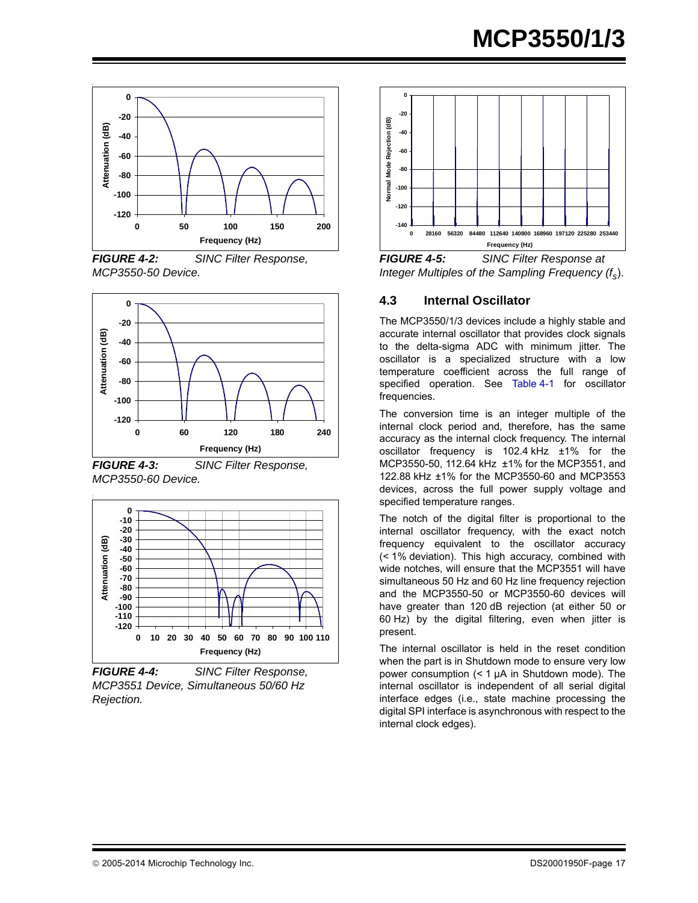**FIGURE 4-2:** SINC Filter Response, MCP3550-50 Device.

**FIGURE 4-3:** SINC Filter Response, MCP3550-60 Device.

**FIGURE 4-4:** SINC Filter Response, MCP3551 Device, Simultaneous 50/60 Hz Rejection.

**FIGURE 4-5:** SINC Filter Response at Integer Multiples of the Sampling Frequency ($f_s$).

## 4.3 Internal Oscillator

The MCP3550/1/3 devices include a highly stable and accurate internal oscillator that provides clock signals to the delta-sigma ADC with minimum jitter. The oscillator is a specialized structure with a low temperature coefficient across the full range of specified operation. See Table 4-1 for oscillator frequencies.

The conversion time is an integer multiple of the internal clock period and, therefore, has the same accuracy as the internal clock frequency. The internal oscillator frequency is 102.4 kHz ±1% for the MCP3550-50, 112.64 kHz ±1% for the MCP3551, and 122.88 kHz ±1% for the MCP3550-60 and MCP3553 devices, across the full power supply voltage and specified temperature ranges.

The notch of the digital filter is proportional to the internal oscillator frequency, with the exact notch frequency equivalent to the oscillator accuracy (< 1% deviation). This high accuracy, combined with wide notches, will ensure that the MCP3551 will have simultaneous 50 Hz and 60 Hz line frequency rejection and the MCP3550-50 or MCP3550-60 devices will have greater than 120 dB rejection (at either 50 or 60 Hz) by the digital filtering, even when jitter is present.

The internal oscillator is held in the reset condition when the part is in Shutdown mode to ensure very low power consumption (< 1 µA in Shutdown mode). The internal oscillator is independent of all serial digital interface edges (i.e., state machine processing the digital SPI interface is asynchronous with respect to the internal clock edges).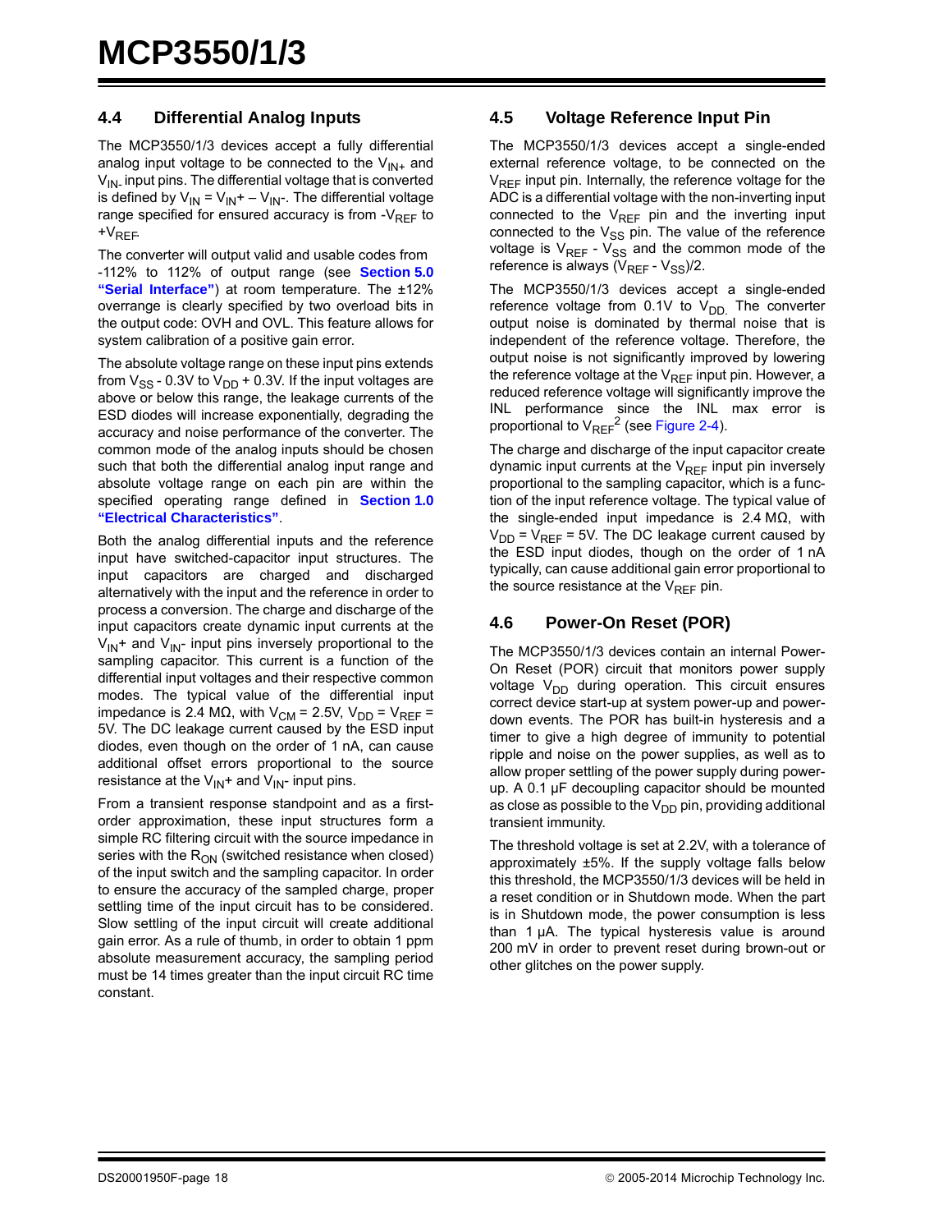## 4.4 Differential Analog Inputs

The MCP3550/1/3 devices accept a fully differential analog input voltage to be connected to the $V_{IN+}$ and $V_{IN-}$ input pins. The differential voltage that is converted is defined by $V_{IN} = V_{IN}+ - V_{IN}-$. The differential voltage range specified for ensured accuracy is from $-V_{REF}$ to $+V_{REF}$.

The converter will output valid and usable codes from -112% to 112% of output range (see **Section 5.0 "Serial Interface"**) at room temperature. The ±12% overrange is clearly specified by two overload bits in the output code: OVH and OVL. This feature allows for system calibration of a positive gain error.

The absolute voltage range on these input pins extends from $V_{SS}$ - 0.3V to $V_{DD}$ + 0.3V. If the input voltages are above or below this range, the leakage currents of the ESD diodes will increase exponentially, degrading the accuracy and noise performance of the converter. The common mode of the analog inputs should be chosen such that both the differential analog input range and absolute voltage range on each pin are within the specified operating range defined in **Section 1.0 "Electrical Characteristics"**.

Both the analog differential inputs and the reference input have switched-capacitor input structures. The input capacitors are charged and discharged alternatively with the input and the reference in order to process a conversion. The charge and discharge of the input capacitors create dynamic input currents at the $V_{IN}+$ and $V_{IN}-$ input pins inversely proportional to the sampling capacitor. This current is a function of the differential input voltages and their respective common modes. The typical value of the differential input impedance is 2.4 MΩ, with $V_{CM}$ = 2.5V, $V_{DD} = V_{REF}$ = 5V. The DC leakage current caused by the ESD input diodes, even though on the order of 1 nA, can cause additional offset errors proportional to the source resistance at the $V_{IN}+$ and $V_{IN}-$ input pins.

From a transient response standpoint and as a first-order approximation, these input structures form a simple RC filtering circuit with the source impedance in series with the $R_{ON}$ (switched resistance when closed) of the input switch and the sampling capacitor. In order to ensure the accuracy of the sampled charge, proper settling time of the input circuit has to be considered. Slow settling of the input circuit will create additional gain error. As a rule of thumb, in order to obtain 1 ppm absolute measurement accuracy, the sampling period must be 14 times greater than the input circuit RC time constant.

## 4.5 Voltage Reference Input Pin

The MCP3550/1/3 devices accept a single-ended external reference voltage, to be connected on the $V_{REF}$ input pin. Internally, the reference voltage for the ADC is a differential voltage with the non-inverting input connected to the $V_{REF}$ pin and the inverting input connected to the $V_{SS}$ pin. The value of the reference voltage is $V_{REF} - V_{SS}$ and the common mode of the reference is always $(V_{REF} - V_{SS})/2$.

The MCP3550/1/3 devices accept a single-ended reference voltage from 0.1V to $V_{DD}$. The converter output noise is dominated by thermal noise that is independent of the reference voltage. Therefore, the output noise is not significantly improved by lowering the reference voltage at the $V_{REF}$ input pin. However, a reduced reference voltage will significantly improve the INL performance since the INL max error is proportional to $V_{REF}^2$ (see Figure 2-4).

The charge and discharge of the input capacitor create dynamic input currents at the $V_{REF}$ input pin inversely proportional to the sampling capacitor, which is a function of the input reference voltage. The typical value of the single-ended input impedance is 2.4 MΩ, with $V_{DD} = V_{REF}$ = 5V. The DC leakage current caused by the ESD input diodes, though on the order of 1 nA typically, can cause additional gain error proportional to the source resistance at the $V_{REF}$ pin.

## 4.6 Power-On Reset (POR)

The MCP3550/1/3 devices contain an internal Power-On Reset (POR) circuit that monitors power supply voltage $V_{DD}$ during operation. This circuit ensures correct device start-up at system power-up and power-down events. The POR has built-in hysteresis and a timer to give a high degree of immunity to potential ripple and noise on the power supplies, as well as to allow proper settling of the power supply during power-up. A 0.1 µF decoupling capacitor should be mounted as close as possible to the $V_{DD}$ pin, providing additional transient immunity.

The threshold voltage is set at 2.2V, with a tolerance of approximately ±5%. If the supply voltage falls below this threshold, the MCP3550/1/3 devices will be held in a reset condition or in Shutdown mode. When the part is in Shutdown mode, the power consumption is less than 1 µA. The typical hysteresis value is around 200 mV in order to prevent reset during brown-out or other glitches on the power supply.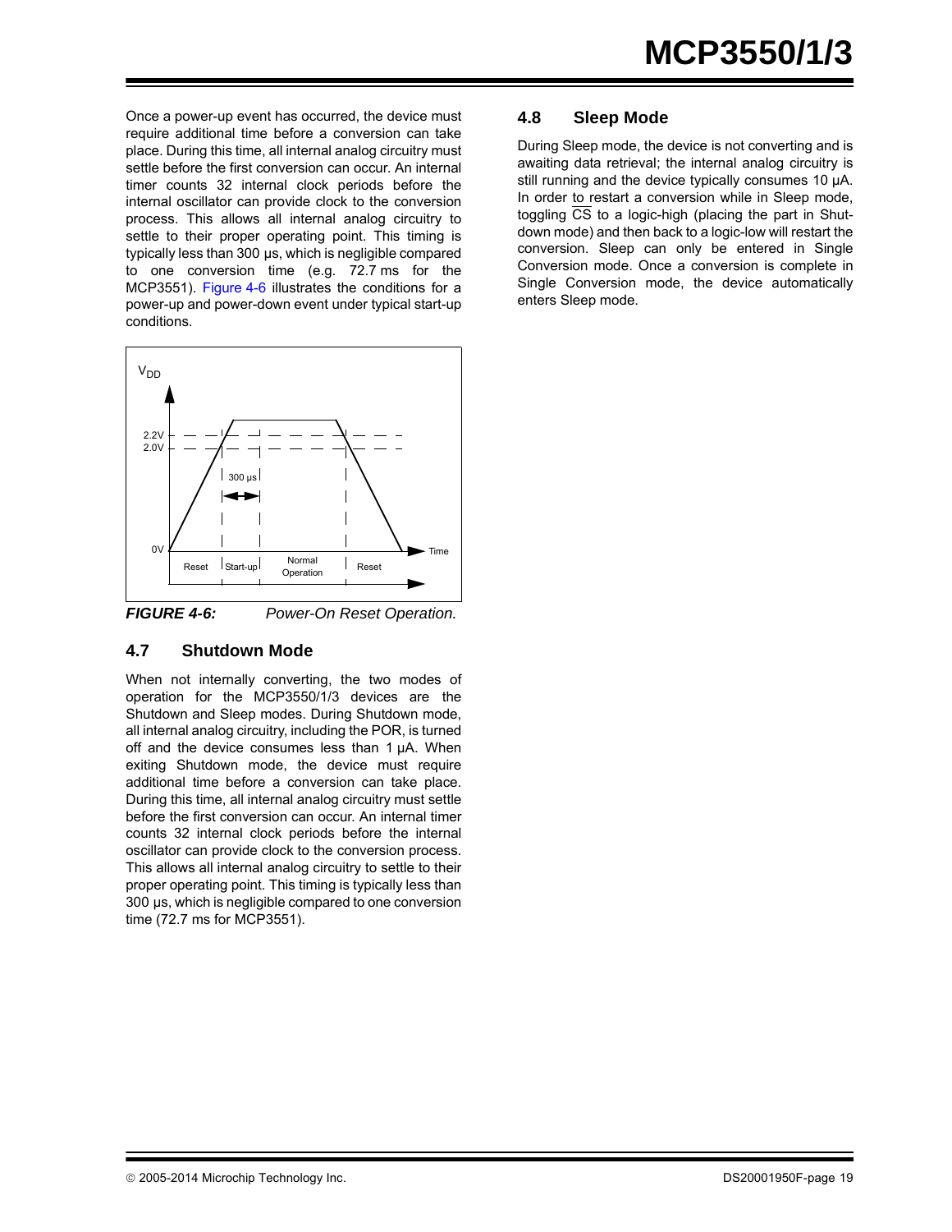Once a power-up event has occurred, the device must require additional time before a conversion can take place. During this time, all internal analog circuitry must settle before the first conversion can occur. An internal timer counts 32 internal clock periods before the internal oscillator can provide clock to the conversion process. This allows all internal analog circuitry to settle to their proper operating point. This timing is typically less than 300 µs, which is negligible compared to one conversion time (e.g. 72.7 ms for the MCP3551). Figure 4-6 illustrates the conditions for a power-up and power-down event under typical start-up conditions.

***FIGURE 4-6:*** *Power-On Reset Operation.*

## 4.7 Shutdown Mode

When not internally converting, the two modes of operation for the MCP3550/1/3 devices are the Shutdown and Sleep modes. During Shutdown mode, all internal analog circuitry, including the POR, is turned off and the device consumes less than 1 µA. When exiting Shutdown mode, the device must require additional time before a conversion can take place. During this time, all internal analog circuitry must settle before the first conversion can occur. An internal timer counts 32 internal clock periods before the internal oscillator can provide clock to the conversion process. This allows all internal analog circuitry to settle to their proper operating point. This timing is typically less than 300 µs, which is negligible compared to one conversion time (72.7 ms for MCP3551).

## 4.8 Sleep Mode

During Sleep mode, the device is not converting and is awaiting data retrieval; the internal analog circuitry is still running and the device typically consumes 10 µA. In order to restart a conversion while in Sleep mode, toggling $\overline{CS}$ to a logic-high (placing the part in Shutdown mode) and then back to a logic-low will restart the conversion. Sleep can only be entered in Single Conversion mode. Once a conversion is complete in Single Conversion mode, the device automatically enters Sleep mode.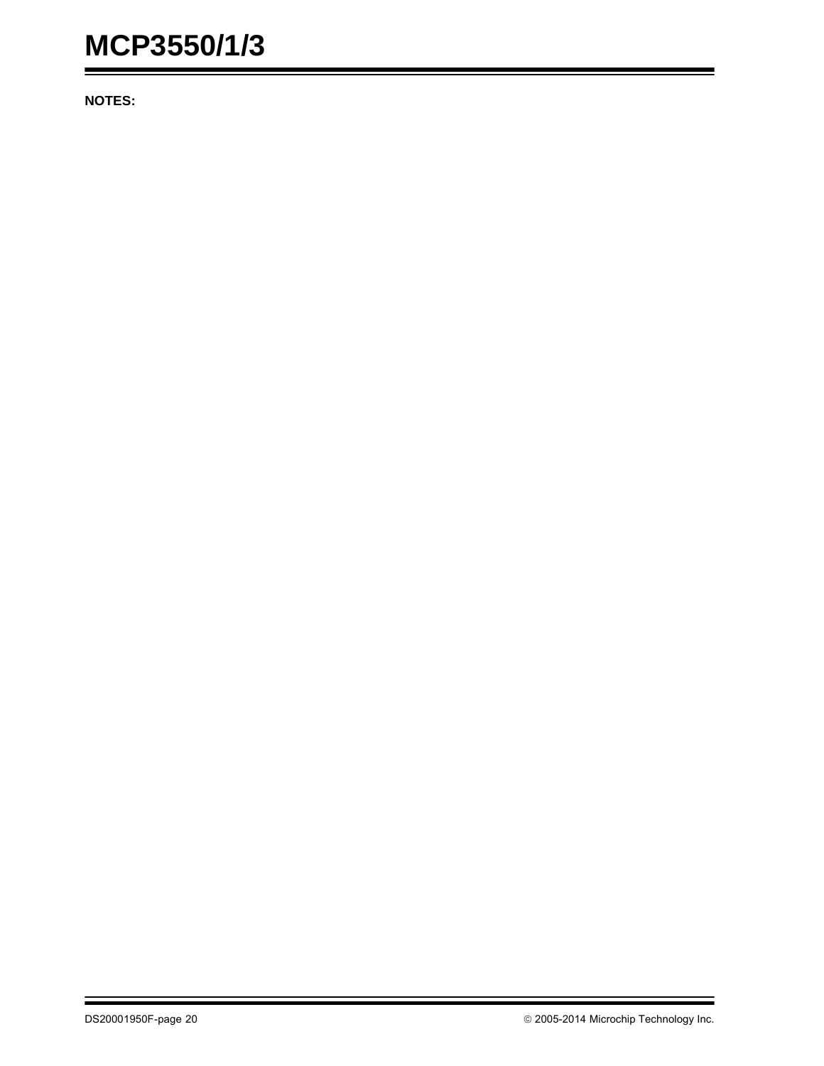**NOTES:**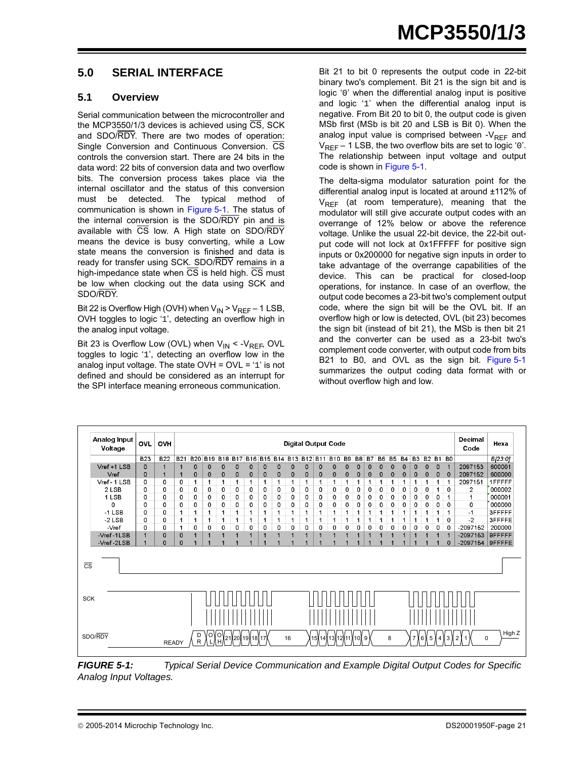## 5.0 SERIAL INTERFACE

### 5.1 Overview

Serial communication between the microcontroller and the MCP3550/1/3 devices is achieved using $\overline{\text{CS}}$, SCK and SDO/$\overline{\text{RDY}}$. There are two modes of operation: Single Conversion and Continuous Conversion. $\overline{\text{CS}}$ controls the conversion start. There are 24 bits in the data word: 22 bits of conversion data and two overflow bits. The conversion process takes place via the internal oscillator and the status of this conversion must be detected. The typical method of communication is shown in Figure 5-1. The status of the internal conversion is the SDO/$\overline{\text{RDY}}$ pin and is available with $\overline{\text{CS}}$ low. A High state on SDO/$\overline{\text{RDY}}$ means the device is busy converting, while a Low state means the conversion is finished and data is ready for transfer using SCK. SDO/$\overline{\text{RDY}}$ remains in a high-impedance state when $\overline{\text{CS}}$ is held high. $\overline{\text{CS}}$ must be low when clocking out the data using SCK and SDO/$\overline{\text{RDY}}$.

Bit 22 is Overflow High (OVH) when $V_{IN} > V_{REF} - 1$ LSB, OVH toggles to logic '1', detecting an overflow high in the analog input voltage.

Bit 23 is Overflow Low (OVL) when $V_{IN} < -V_{REF}$, OVL toggles to logic '1', detecting an overflow low in the analog input voltage. The state OVH = OVL = '1' is not defined and should be considered as an interrupt for the SPI interface meaning erroneous communication.

Bit 21 to bit 0 represents the output code in 22-bit binary two's complement. Bit 21 is the sign bit and is logic '0' when the differential analog input is positive and logic '1' when the differential analog input is negative. From Bit 20 to bit 0, the output code is given MSb first (MSb is bit 20 and LSB is Bit 0). When the analog input value is comprised between $-V_{REF}$ and $V_{REF} - 1$ LSB, the two overflow bits are set to logic '0'. The relationship between input voltage and output code is shown in Figure 5-1.

The delta-sigma modulator saturation point for the differential analog input is located at around ±112% of $V_{REF}$ (at room temperature), meaning that the modulator will still give accurate output codes with an overrange of 12% below or above the reference voltage. Unlike the usual 22-bit device, the 22-bit output code will not lock at 0x1FFFFF for positive sign inputs or 0x200000 for negative sign inputs in order to take advantage of the overrange capabilities of the device. This can be practical for closed-loop operations, for instance. In case of an overflow, the output code becomes a 23-bit two's complement output code, where the sign bit will be the OVL bit. If an overflow high or low is detected, OVL (bit 23) becomes the sign bit (instead of bit 21), the MSb is then bit 21 and the converter can be used as a 23-bit two's complement code converter, with output code from bits B21 to B0, and OVL as the sign bit. Figure 5-1 summarizes the output coding data format with or without overflow high and low.

| Analog Input Voltage | OVL | OVH | Digital Output Code | | | | | | | | | | | | | | | | | | | | | | Decimal Code | Hexa |
|---|---|---|---|---|---|---|---|---|---|---|---|---|---|---|---|---|---|---|---|---|---|---|---|---|---|---|
| | B23 | B22 | B21 | B20 | B19 | B18 | B17 | B16 | B15 | B14 | B13 | B12 | B11 | B10 | B9 | B8 | B7 | B6 | B5 | B4 | B3 | B2 | B1 | B0 | | B[23:0] |
| Vref +1 LSB | 0 | 1 | 1 | 0 | 0 | 0 | 0 | 0 | 0 | 0 | 0 | 0 | 0 | 0 | 0 | 0 | 0 | 0 | 0 | 0 | 0 | 0 | 0 | 1 | 2097153 | 600001 |
| Vref | 0 | 1 | 1 | 0 | 0 | 0 | 0 | 0 | 0 | 0 | 0 | 0 | 0 | 0 | 0 | 0 | 0 | 0 | 0 | 0 | 0 | 0 | 0 | 0 | 2097152 | 600000 |
| Vref - 1 LSB | 0 | 0 | 0 | 1 | 1 | 1 | 1 | 1 | 1 | 1 | 1 | 1 | 1 | 1 | 1 | 1 | 1 | 1 | 1 | 1 | 1 | 1 | 1 | 1 | 2097151 | 1FFFFF |
| 2 LSB | 0 | 0 | 0 | 0 | 0 | 0 | 0 | 0 | 0 | 0 | 0 | 0 | 0 | 0 | 0 | 0 | 0 | 0 | 0 | 0 | 0 | 0 | 1 | 0 | 2 | 000002 |
| 1 LSB | 0 | 0 | 0 | 0 | 0 | 0 | 0 | 0 | 0 | 0 | 0 | 0 | 0 | 0 | 0 | 0 | 0 | 0 | 0 | 0 | 0 | 0 | 0 | 1 | 1 | 000001 |
| 0 | 0 | 0 | 0 | 0 | 0 | 0 | 0 | 0 | 0 | 0 | 0 | 0 | 0 | 0 | 0 | 0 | 0 | 0 | 0 | 0 | 0 | 0 | 0 | 0 | 0 | 000000 |
| -1 LSB | 0 | 0 | 1 | 1 | 1 | 1 | 1 | 1 | 1 | 1 | 1 | 1 | 1 | 1 | 1 | 1 | 1 | 1 | 1 | 1 | 1 | 1 | 1 | 1 | -1 | 3FFFFF |
| -2 LSB | 0 | 0 | 1 | 1 | 1 | 1 | 1 | 1 | 1 | 1 | 1 | 1 | 1 | 1 | 1 | 1 | 1 | 1 | 1 | 1 | 1 | 1 | 1 | 0 | -2 | 3FFFFE |
| -Vref | 0 | 0 | 1 | 0 | 0 | 0 | 0 | 0 | 0 | 0 | 0 | 0 | 0 | 0 | 0 | 0 | 0 | 0 | 0 | 0 | 0 | 0 | 0 | 0 | -2097152 | 200000 |
| -Vref -1LSB | 1 | 0 | 0 | 1 | 1 | 1 | 1 | 1 | 1 | 1 | 1 | 1 | 1 | 1 | 1 | 1 | 1 | 1 | 1 | 1 | 1 | 1 | 1 | 1 | -2097153 | 9FFFFF |
| -Vref -2LSB | 1 | 0 | 0 | 1 | 1 | 1 | 1 | 1 | 1 | 1 | 1 | 1 | 1 | 1 | 1 | 1 | 1 | 1 | 1 | 1 | 1 | 1 | 1 | 0 | -2097154 | 9FFFFE |

CS

SCK

SDO/RDY — READY, DR, OL, OH, 21, 20, 19, 18, 17, 16, 15, 14, 13, 12, 11, 10, 9, 8, 7, 6, 5, 4, 3, 2, 1, 0, High Z

*FIGURE 5-1: Typical Serial Device Communication and Example Digital Output Codes for Specific Analog Input Voltages.*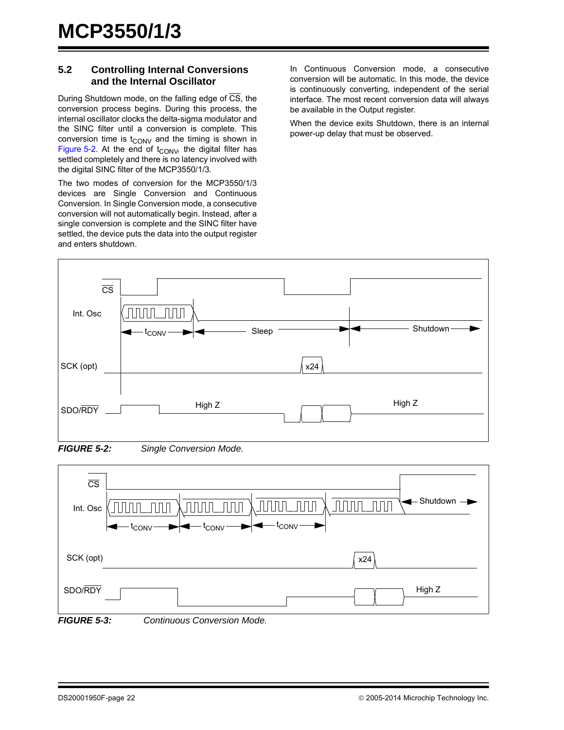## 5.2 Controlling Internal Conversions and the Internal Oscillator

During Shutdown mode, on the falling edge of $\overline{CS}$, the conversion process begins. During this process, the internal oscillator clocks the delta-sigma modulator and the SINC filter until a conversion is complete. This conversion time is $t_{CONV}$ and the timing is shown in Figure 5-2. At the end of $t_{CONV}$, the digital filter has settled completely and there is no latency involved with the digital SINC filter of the MCP3550/1/3.

The two modes of conversion for the MCP3550/1/3 devices are Single Conversion and Continuous Conversion. In Single Conversion mode, a consecutive conversion will not automatically begin. Instead, after a single conversion is complete and the SINC filter have settled, the device puts the data into the output register and enters shutdown.

In Continuous Conversion mode, a consecutive conversion will be automatic. In this mode, the device is continuously converting, independent of the serial interface. The most recent conversion data will always be available in the Output register.

When the device exits Shutdown, there is an internal power-up delay that must be observed.

*FIGURE 5-2: Single Conversion Mode.*

*FIGURE 5-3: Continuous Conversion Mode.*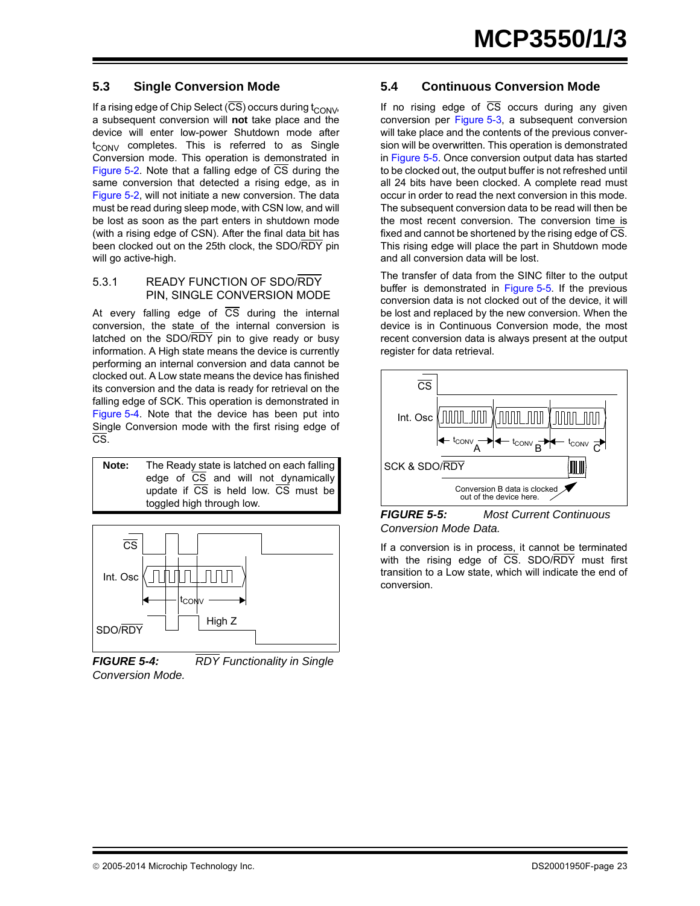## 5.3 Single Conversion Mode

If a rising edge of Chip Select ($\overline{CS}$) occurs during $t_{CONV}$, a subsequent conversion will **not** take place and the device will enter low-power Shutdown mode after $t_{CONV}$ completes. This is referred to as Single Conversion mode. This operation is demonstrated in Figure 5-2. Note that a falling edge of $\overline{CS}$ during the same conversion that detected a rising edge, as in Figure 5-2, will not initiate a new conversion. The data must be read during sleep mode, with CSN low, and will be lost as soon as the part enters in shutdown mode (with a rising edge of CSN). After the final data bit has been clocked out on the 25th clock, the SDO/$\overline{RDY}$ pin will go active-high.

### 5.3.1 READY FUNCTION OF SDO/$\overline{RDY}$ PIN, SINGLE CONVERSION MODE

At every falling edge of $\overline{CS}$ during the internal conversion, the state of the internal conversion is latched on the SDO/$\overline{RDY}$ pin to give ready or busy information. A High state means the device is currently performing an internal conversion and data cannot be clocked out. A Low state means the device has finished its conversion and the data is ready for retrieval on the falling edge of SCK. This operation is demonstrated in Figure 5-4. Note that the device has been put into Single Conversion mode with the first rising edge of $\overline{CS}$.

| **Note:** | The Ready state is latched on each falling edge of $\overline{CS}$ and will not dynamically update if $\overline{CS}$ is held low. $\overline{CS}$ must be toggled high through low. |
|---|---|

*FIGURE 5-4: $\overline{RDY}$ Functionality in Single Conversion Mode.*

## 5.4 Continuous Conversion Mode

If no rising edge of $\overline{CS}$ occurs during any given conversion per Figure 5-3, a subsequent conversion will take place and the contents of the previous conversion will be overwritten. This operation is demonstrated in Figure 5-5. Once conversion output data has started to be clocked out, the output buffer is not refreshed until all 24 bits have been clocked. A complete read must occur in order to read the next conversion in this mode. The subsequent conversion data to be read will then be the most recent conversion. The conversion time is fixed and cannot be shortened by the rising edge of $\overline{CS}$. This rising edge will place the part in Shutdown mode and all conversion data will be lost.

The transfer of data from the SINC filter to the output buffer is demonstrated in Figure 5-5. If the previous conversion data is not clocked out of the device, it will be lost and replaced by the new conversion. When the device is in Continuous Conversion mode, the most recent conversion data is always present at the output register for data retrieval.

*FIGURE 5-5: Most Current Continuous Conversion Mode Data.*

If a conversion is in process, it cannot be terminated with the rising edge of $\overline{CS}$. SDO/$\overline{RDY}$ must first transition to a Low state, which will indicate the end of conversion.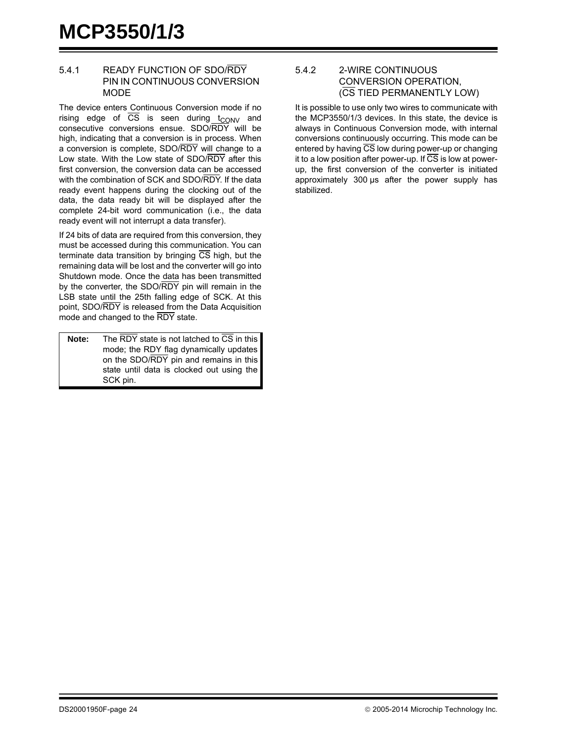### 5.4.1 READY FUNCTION OF SDO/$\overline{RDY}$ PIN IN CONTINUOUS CONVERSION MODE

The device enters Continuous Conversion mode if no rising edge of $\overline{CS}$ is seen during $t_{CONV}$ and consecutive conversions ensue. SDO/$\overline{RDY}$ will be high, indicating that a conversion is in process. When a conversion is complete, SDO/$\overline{RDY}$ will change to a Low state. With the Low state of SDO/$\overline{RDY}$ after this first conversion, the conversion data can be accessed with the combination of SCK and SDO/$\overline{RDY}$. If the data ready event happens during the clocking out of the data, the data ready bit will be displayed after the complete 24-bit word communication (i.e., the data ready event will not interrupt a data transfer).

If 24 bits of data are required from this conversion, they must be accessed during this communication. You can terminate data transition by bringing $\overline{CS}$ high, but the remaining data will be lost and the converter will go into Shutdown mode. Once the data has been transmitted by the converter, the SDO/$\overline{RDY}$ pin will remain in the LSB state until the 25th falling edge of SCK. At this point, SDO/$\overline{RDY}$ is released from the Data Acquisition mode and changed to the $\overline{RDY}$ state.

| **Note:** | The $\overline{RDY}$ state is not latched to $\overline{CS}$ in this mode; the RDY flag dynamically updates on the SDO/$\overline{RDY}$ pin and remains in this state until data is clocked out using the SCK pin. |
|---|---|

### 5.4.2 2-WIRE CONTINUOUS CONVERSION OPERATION, ($\overline{CS}$ TIED PERMANENTLY LOW)

It is possible to use only two wires to communicate with the MCP3550/1/3 devices. In this state, the device is always in Continuous Conversion mode, with internal conversions continuously occurring. This mode can be entered by having $\overline{CS}$ low during power-up or changing it to a low position after power-up. If $\overline{CS}$ is low at power-up, the first conversion of the converter is initiated approximately 300 µs after the power supply has stabilized.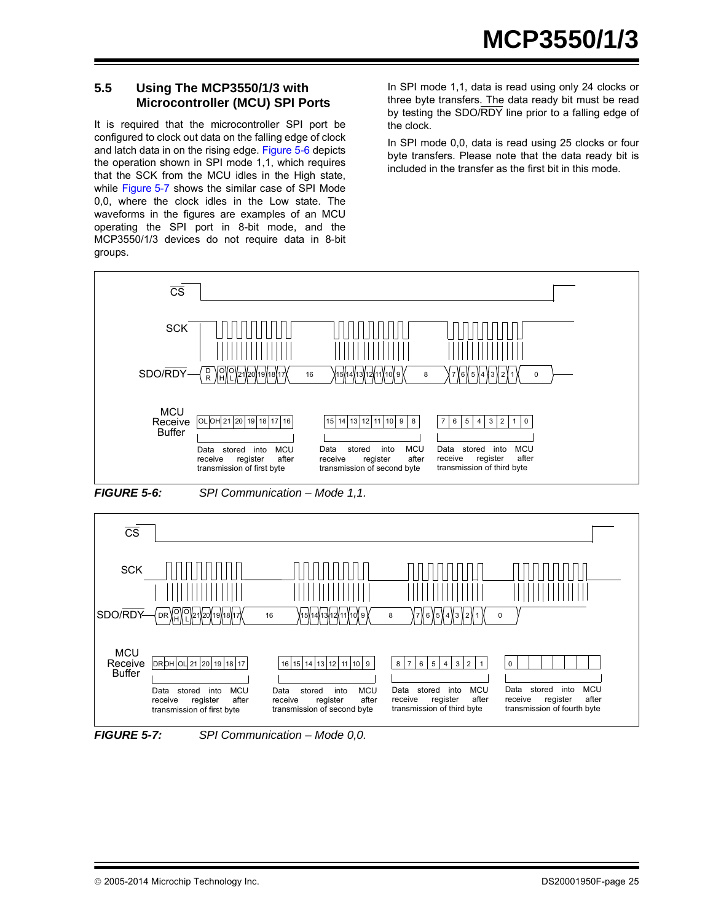## 5.5 Using The MCP3550/1/3 with Microcontroller (MCU) SPI Ports

It is required that the microcontroller SPI port be configured to clock out data on the falling edge of clock and latch data in on the rising edge. Figure 5-6 depicts the operation shown in SPI mode 1,1, which requires that the SCK from the MCU idles in the High state, while Figure 5-7 shows the similar case of SPI Mode 0,0, where the clock idles in the Low state. The waveforms in the figures are examples of an MCU operating the SPI port in 8-bit mode, and the MCP3550/1/3 devices do not require data in 8-bit groups.

In SPI mode 1,1, data is read using only 24 clocks or three byte transfers. The data ready bit must be read by testing the SDO/RDY line prior to a falling edge of the clock.

In SPI mode 0,0, data is read using 25 clocks or four byte transfers. Please note that the data ready bit is included in the transfer as the first bit in this mode.

CS

SCK

SDO/RDY — DR, OH, OL, 21, 20, 19, 18, 17, 16, 15, 14, 13, 12, 11, 10, 9, 8, 7, 6, 5, 4, 3, 2, 1, 0

MCU Receive Buffer

| OL | OH | 21 | 20 | 19 | 18 | 17 | 16 |
|---|---|---|---|---|---|---|---|

Data stored into MCU receive register after transmission of first byte

| 15 | 14 | 13 | 12 | 11 | 10 | 9 | 8 |
|---|---|---|---|---|---|---|---|

Data stored into MCU receive register after transmission of second byte

| 7 | 6 | 5 | 4 | 3 | 2 | 1 | 0 |
|---|---|---|---|---|---|---|---|

Data stored into MCU receive register after transmission of third byte

***FIGURE 5-6:*** *SPI Communication – Mode 1,1.*

CS

SCK

SDO/RDY — DR, OH, OL, 21, 20, 19, 18, 17, 16, 15, 14, 13, 12, 11, 10, 9, 8, 7, 6, 5, 4, 3, 2, 1, 0

MCU Receive Buffer

| DR | OH | OL | 21 | 20 | 19 | 18 | 17 |
|---|---|---|---|---|---|---|---|

Data stored into MCU receive register after transmission of first byte

| 16 | 15 | 14 | 13 | 12 | 11 | 10 | 9 |
|---|---|---|---|---|---|---|---|

Data stored into MCU receive register after transmission of second byte

| 8 | 7 | 6 | 5 | 4 | 3 | 2 | 1 |
|---|---|---|---|---|---|---|---|

Data stored into MCU receive register after transmission of third byte

| 0 | | | | | | | |
|---|---|---|---|---|---|---|---|

Data stored into MCU receive register after transmission of fourth byte

***FIGURE 5-7:*** *SPI Communication – Mode 0,0.*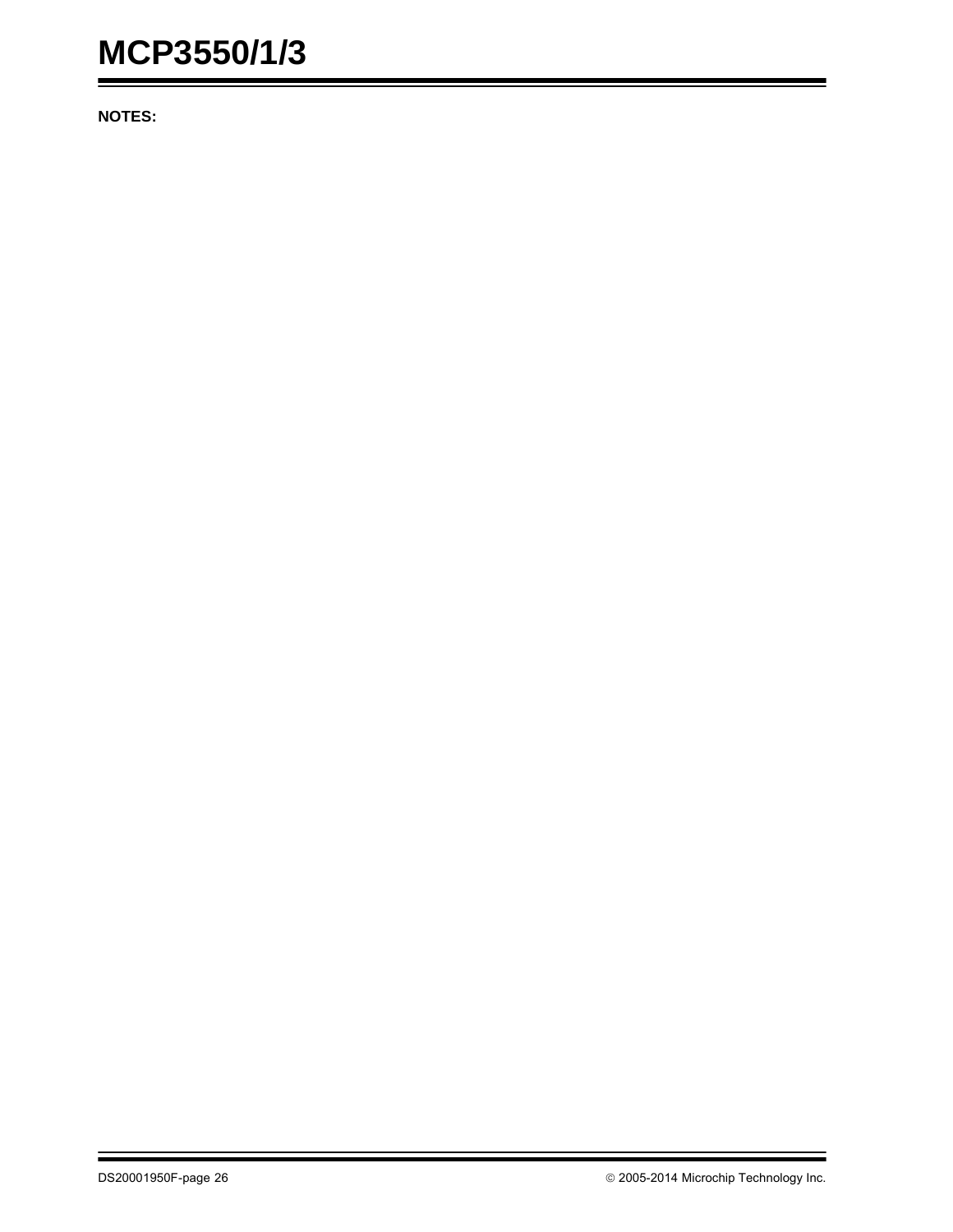**NOTES:**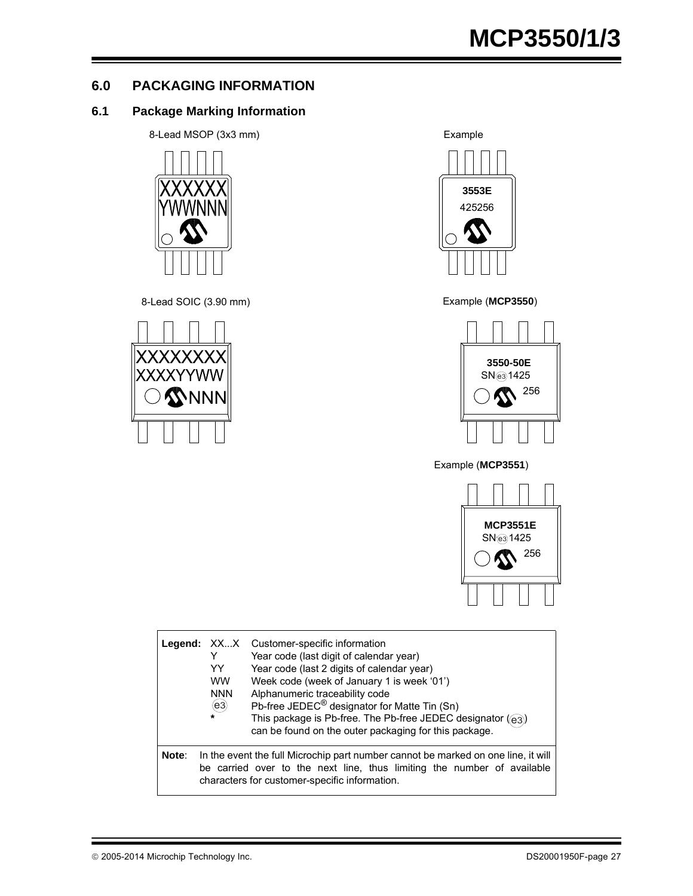## 6.0 PACKAGING INFORMATION

### 6.1 Package Marking Information

8-Lead MSOP (3x3 mm)

XXXXXX
YWWNNN

Example

**3553E**
425256

8-Lead SOIC (3.90 mm)

XXXXXXXX
XXXXYYWW
NNN

Example (**MCP3550**)

**3550-50E**
SN(e3)1425
256

Example (**MCP3551**)

**MCP3551E**
SN(e3)1425
256

| **Legend:** | XX...X | Customer-specific information |
|---|---|---|
| | Y | Year code (last digit of calendar year) |
| | YY | Year code (last 2 digits of calendar year) |
| | WW | Week code (week of January 1 is week '01') |
| | NNN | Alphanumeric traceability code |
| | (e3) | Pb-free JEDEC® designator for Matte Tin (Sn) |
| | * | This package is Pb-free. The Pb-free JEDEC designator ((e3)) can be found on the outer packaging for this package. |

**Note**: In the event the full Microchip part number cannot be marked on one line, it will be carried over to the next line, thus limiting the number of available characters for customer-specific information.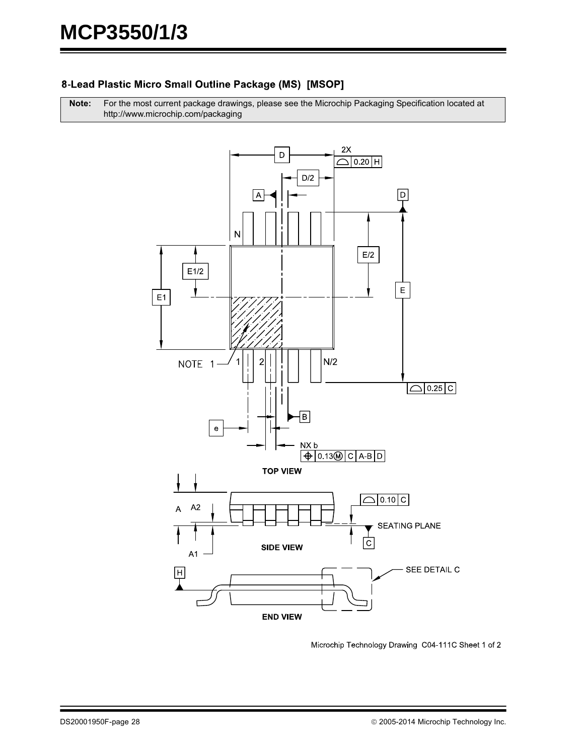### 8-Lead Plastic Micro Small Outline Package (MS) [MSOP]

| Note: | For the most current package drawings, please see the Microchip Packaging Specification located at http://www.microchip.com/packaging |
|---|---|

TOP VIEW

SIDE VIEW

END VIEW

Microchip Technology Drawing C04-111C Sheet 1 of 2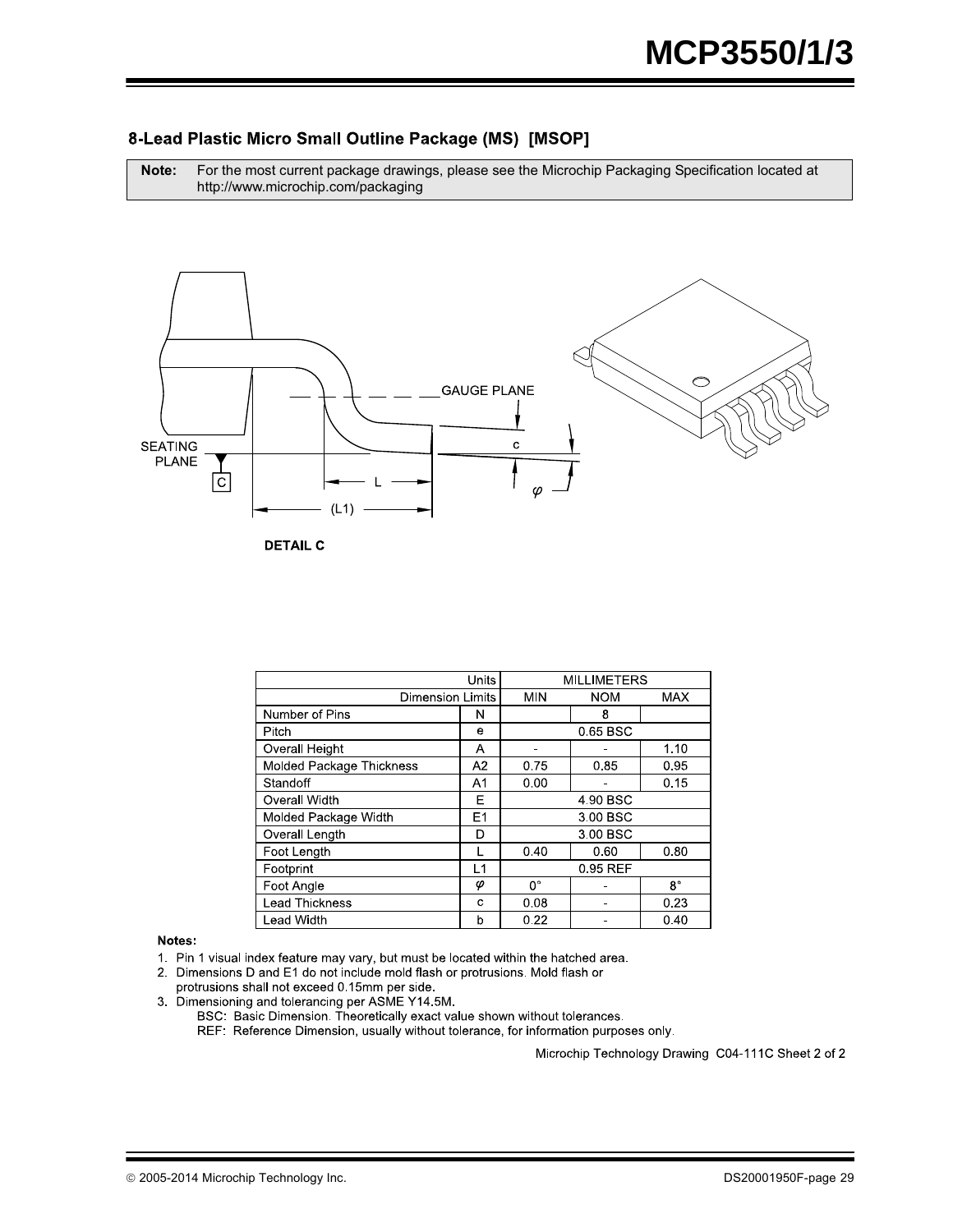## 8-Lead Plastic Micro Small Outline Package (MS) [MSOP]

| **Note:** | For the most current package drawings, please see the Microchip Packaging Specification located at http://www.microchip.com/packaging |
|---|---|

DETAIL C

| Units | | MILLIMETERS | | |
|---|---|---|---|---|
| Dimension Limits | | MIN | NOM | MAX |
| Number of Pins | N | | 8 | |
| Pitch | e | | 0.65 BSC | |
| Overall Height | A | - | - | 1.10 |
| Molded Package Thickness | A2 | 0.75 | 0.85 | 0.95 |
| Standoff | A1 | 0.00 | - | 0.15 |
| Overall Width | E | | 4.90 BSC | |
| Molded Package Width | E1 | | 3.00 BSC | |
| Overall Length | D | | 3.00 BSC | |
| Foot Length | L | 0.40 | 0.60 | 0.80 |
| Footprint | L1 | | 0.95 REF | |
| Foot Angle | φ | 0° | - | 8° |
| Lead Thickness | c | 0.08 | - | 0.23 |
| Lead Width | b | 0.22 | - | 0.40 |

**Notes:**

1. Pin 1 visual index feature may vary, but must be located within the hatched area.
2. Dimensions D and E1 do not include mold flash or protrusions. Mold flash or protrusions shall not exceed 0.15mm per side.
3. Dimensioning and tolerancing per ASME Y14.5M.
   BSC: Basic Dimension. Theoretically exact value shown without tolerances.
   REF: Reference Dimension, usually without tolerance, for information purposes only.

Microchip Technology Drawing C04-111C Sheet 2 of 2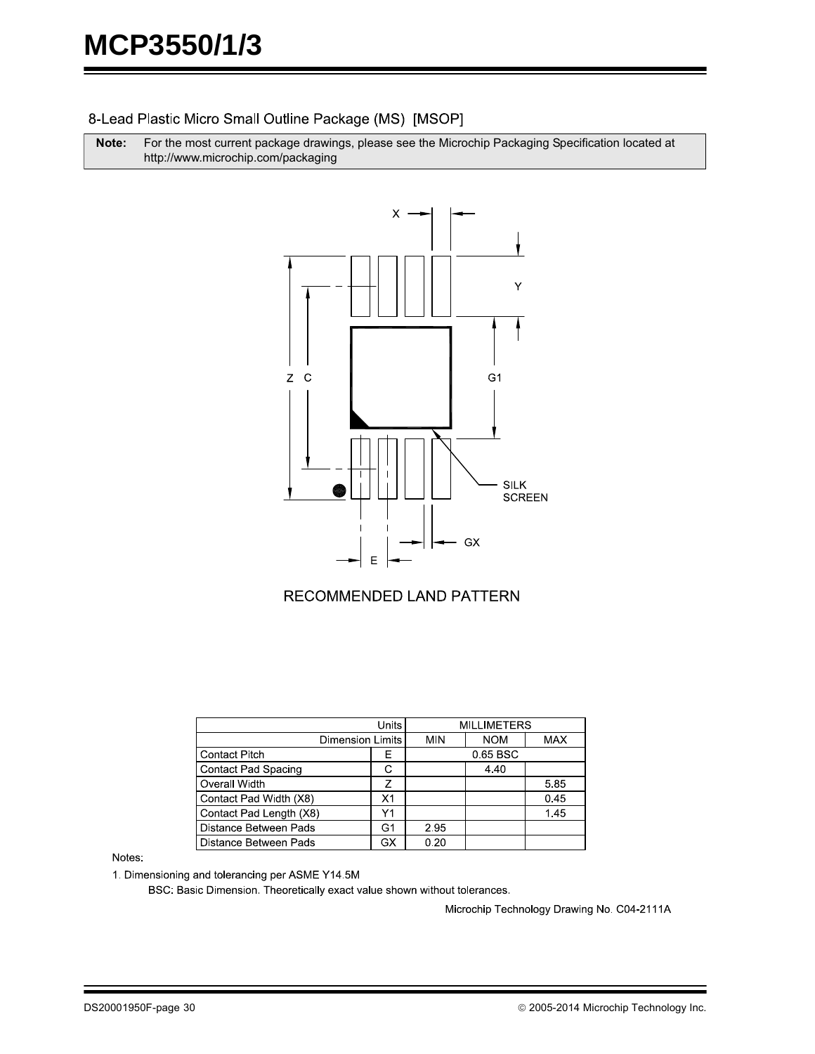## 8-Lead Plastic Micro Small Outline Package (MS) [MSOP]

**Note:** For the most current package drawings, please see the Microchip Packaging Specification located at http://www.microchip.com/packaging

RECOMMENDED LAND PATTERN

| Units | | MILLIMETERS | | |
|---|---|---|---|---|
| Dimension Limits | | MIN | NOM | MAX |
| Contact Pitch | E | | 0.65 BSC | |
| Contact Pad Spacing | C | | 4.40 | |
| Overall Width | Z | | | 5.85 |
| Contact Pad Width (X8) | X1 | | | 0.45 |
| Contact Pad Length (X8) | Y1 | | | 1.45 |
| Distance Between Pads | G1 | 2.95 | | |
| Distance Between Pads | GX | 0.20 | | |

Notes:

1. Dimensioning and tolerancing per ASME Y14.5M

   BSC: Basic Dimension. Theoretically exact value shown without tolerances.

Microchip Technology Drawing No. C04-2111A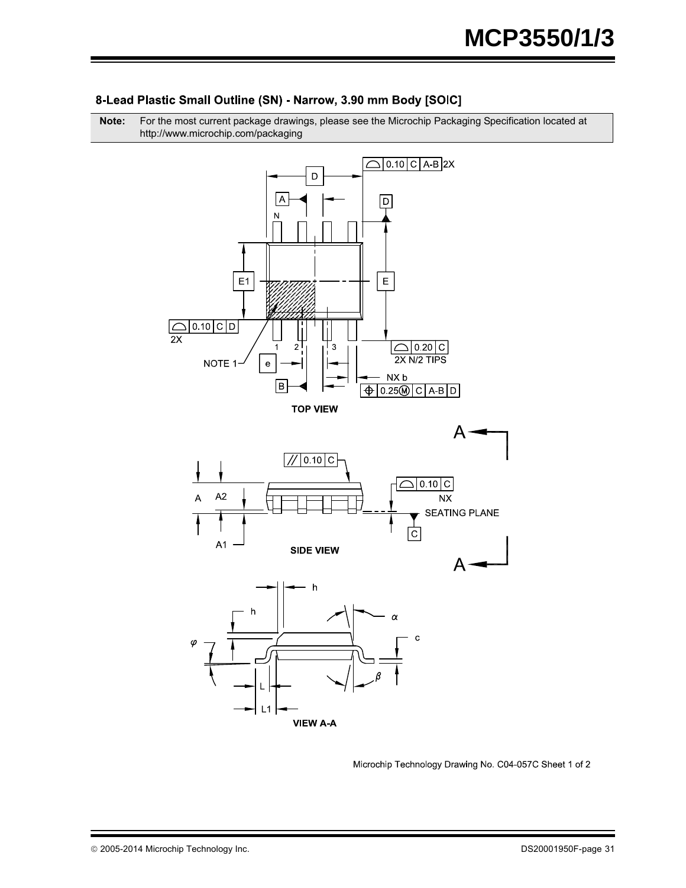### 8-Lead Plastic Small Outline (SN) - Narrow, 3.90 mm Body [SOIC]

**Note:** For the most current package drawings, please see the Microchip Packaging Specification located at http://www.microchip.com/packaging

TOP VIEW

SIDE VIEW

VIEW A-A

Microchip Technology Drawing No. C04-057C Sheet 1 of 2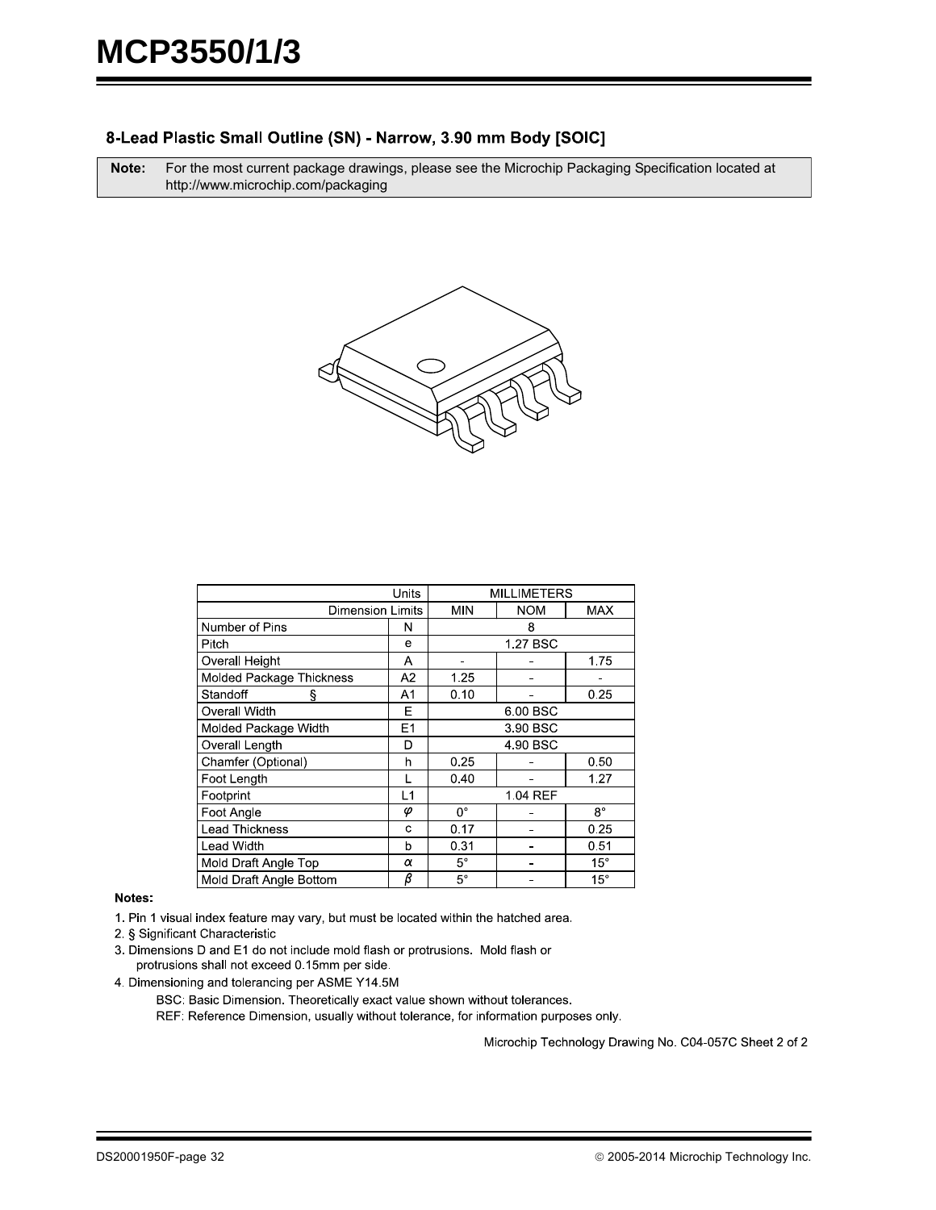## 8-Lead Plastic Small Outline (SN) - Narrow, 3.90 mm Body [SOIC]

| **Note:** | For the most current package drawings, please see the Microchip Packaging Specification located at http://www.microchip.com/packaging |
|---|---|

| Units | | MILLIMETERS | | |
|---|---|---|---|---|
| Dimension Limits | | MIN | NOM | MAX |
| Number of Pins | N | | 8 | |
| Pitch | e | | 1.27 BSC | |
| Overall Height | A | - | - | 1.75 |
| Molded Package Thickness | A2 | 1.25 | - | - |
| Standoff § | A1 | 0.10 | - | 0.25 |
| Overall Width | E | | 6.00 BSC | |
| Molded Package Width | E1 | | 3.90 BSC | |
| Overall Length | D | | 4.90 BSC | |
| Chamfer (Optional) | h | 0.25 | - | 0.50 |
| Foot Length | L | 0.40 | - | 1.27 |
| Footprint | L1 | | 1.04 REF | |
| Foot Angle | $\varphi$ | 0° | - | 8° |
| Lead Thickness | c | 0.17 | - | 0.25 |
| Lead Width | b | 0.31 | - | 0.51 |
| Mold Draft Angle Top | $\alpha$ | 5° | - | 15° |
| Mold Draft Angle Bottom | $\beta$ | 5° | - | 15° |

**Notes:**

1. Pin 1 visual index feature may vary, but must be located within the hatched area.
2. § Significant Characteristic
3. Dimensions D and E1 do not include mold flash or protrusions. Mold flash or protrusions shall not exceed 0.15mm per side.
4. Dimensioning and tolerancing per ASME Y14.5M

   BSC: Basic Dimension. Theoretically exact value shown without tolerances.

   REF: Reference Dimension, usually without tolerance, for information purposes only.

Microchip Technology Drawing No. C04-057C Sheet 2 of 2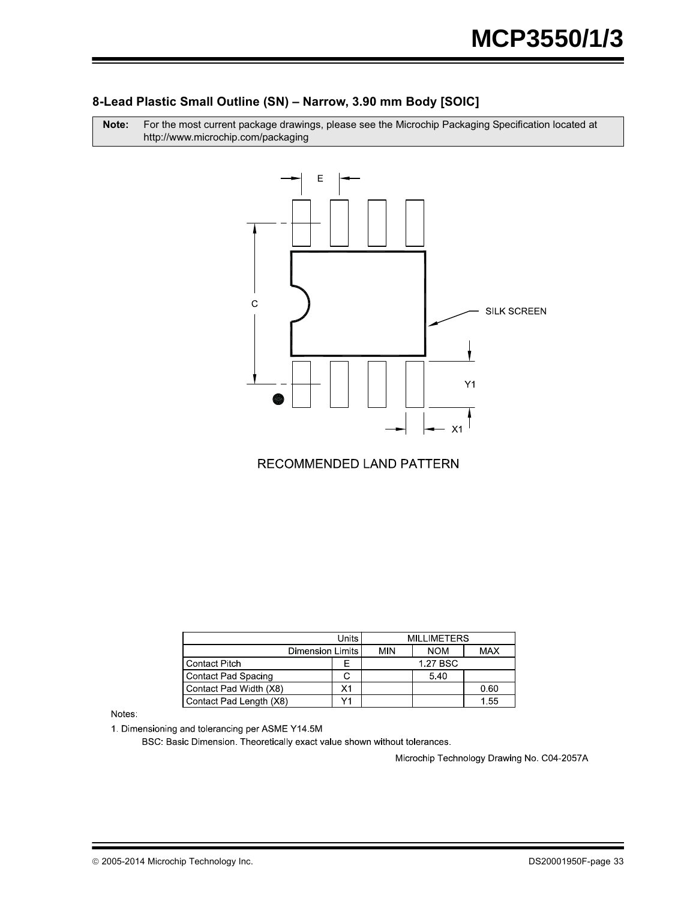## 8-Lead Plastic Small Outline (SN) – Narrow, 3.90 mm Body [SOIC]

**Note:** For the most current package drawings, please see the Microchip Packaging Specification located at http://www.microchip.com/packaging

RECOMMENDED LAND PATTERN

| Units | | MILLIMETERS | | |
|---|---|---|---|---|
| Dimension Limits | | MIN | NOM | MAX |
| Contact Pitch | E | | 1.27 BSC | |
| Contact Pad Spacing | C | | 5.40 | |
| Contact Pad Width (X8) | X1 | | | 0.60 |
| Contact Pad Length (X8) | Y1 | | | 1.55 |

Notes:

1. Dimensioning and tolerancing per ASME Y14.5M

   BSC: Basic Dimension. Theoretically exact value shown without tolerances.

Microchip Technology Drawing No. C04-2057A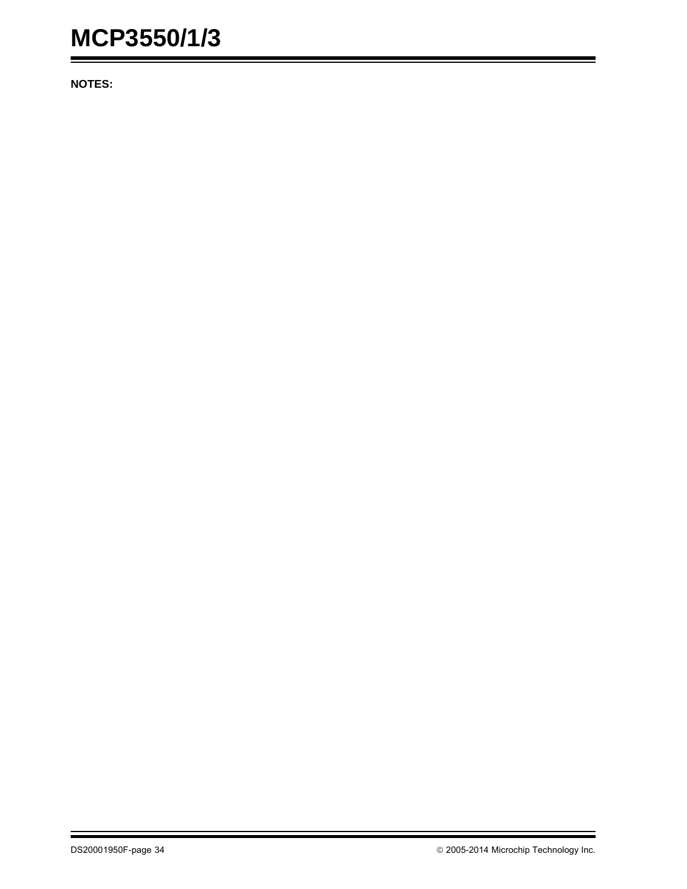**NOTES:**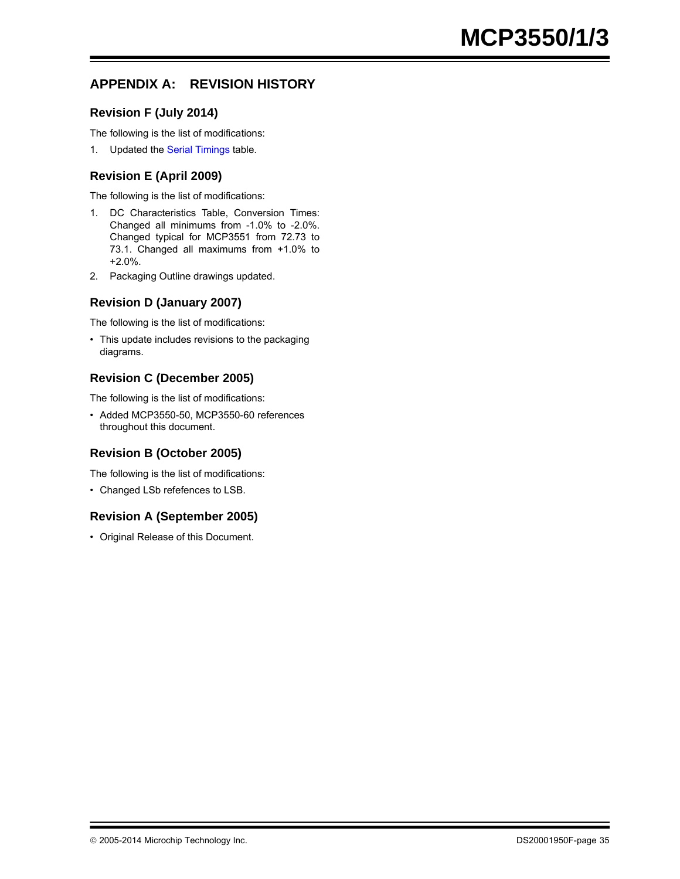# APPENDIX A: REVISION HISTORY

## Revision F (July 2014)

The following is the list of modifications:

1. Updated the Serial Timings table.

## Revision E (April 2009)

The following is the list of modifications:

1. DC Characteristics Table, Conversion Times: Changed all minimums from -1.0% to -2.0%. Changed typical for MCP3551 from 72.73 to 73.1. Changed all maximums from +1.0% to +2.0%.
2. Packaging Outline drawings updated.

## Revision D (January 2007)

The following is the list of modifications:

- This update includes revisions to the packaging diagrams.

## Revision C (December 2005)

The following is the list of modifications:

- Added MCP3550-50, MCP3550-60 references throughout this document.

## Revision B (October 2005)

The following is the list of modifications:

- Changed LSb refefences to LSB.

## Revision A (September 2005)

- Original Release of this Document.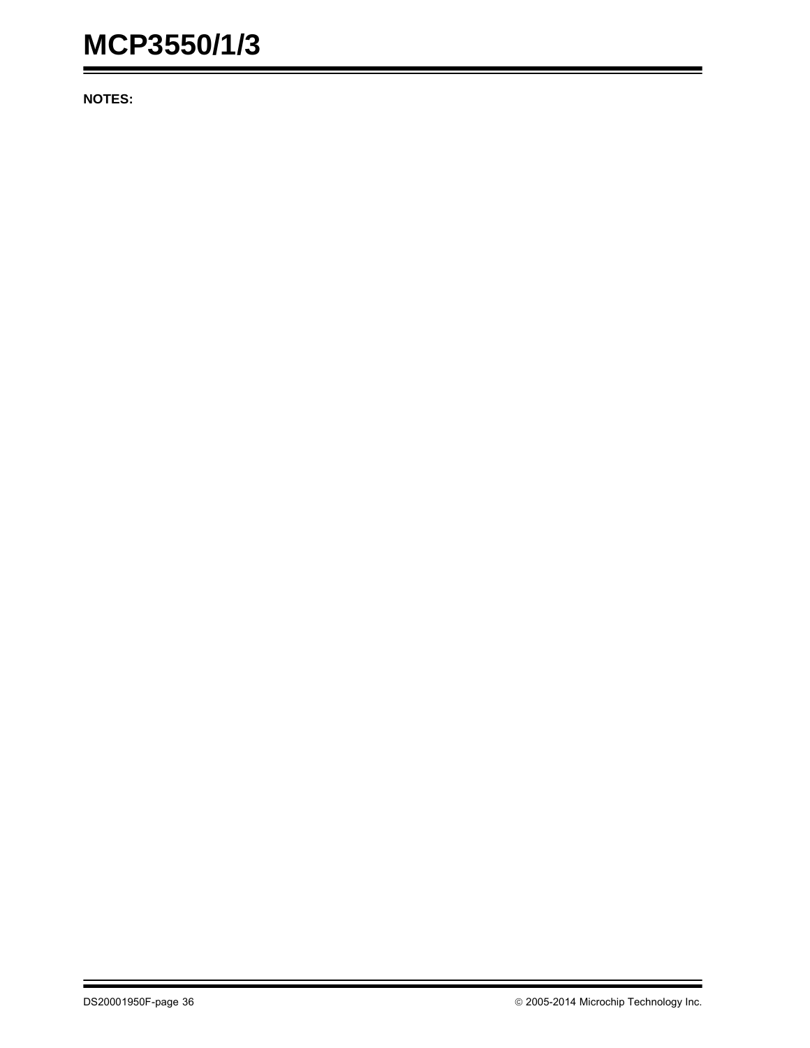**NOTES:**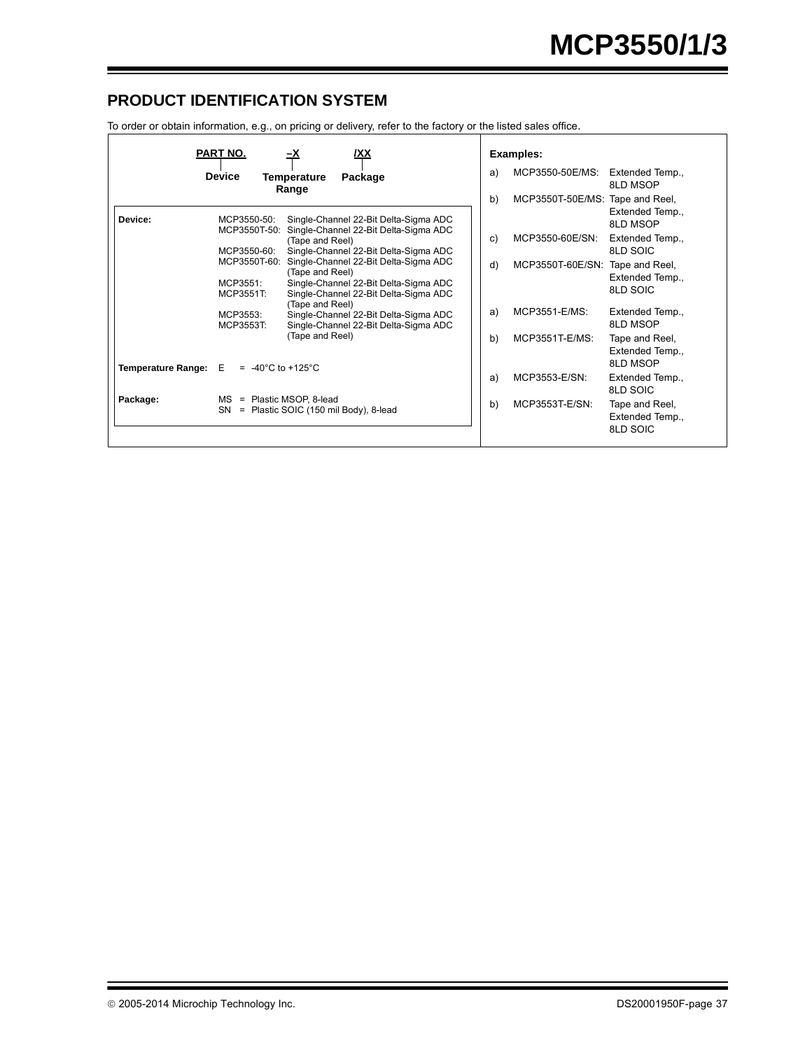## PRODUCT IDENTIFICATION SYSTEM

To order or obtain information, e.g., on pricing or delivery, refer to the factory or the listed sales office.

| PART NO. | –X | /XX |
|---|---|---|
| Device | Temperature Range | Package |

**Device:**

| Device | Description |
|---|---|
| MCP3550-50: | Single-Channel 22-Bit Delta-Sigma ADC |
| MCP3550T-50: | Single-Channel 22-Bit Delta-Sigma ADC (Tape and Reel) |
| MCP3550-60: | Single-Channel 22-Bit Delta-Sigma ADC |
| MCP3550T-60: | Single-Channel 22-Bit Delta-Sigma ADC (Tape and Reel) |
| MCP3551: | Single-Channel 22-Bit Delta-Sigma ADC |
| MCP3551T: | Single-Channel 22-Bit Delta-Sigma ADC (Tape and Reel) |
| MCP3553: | Single-Channel 22-Bit Delta-Sigma ADC |
| MCP3553T: | Single-Channel 22-Bit Delta-Sigma ADC (Tape and Reel) |

**Temperature Range:** E = -40°C to +125°C

**Package:**
- MS = Plastic MSOP, 8-lead
- SN = Plastic SOIC (150 mil Body), 8-lead

**Examples:**

a) MCP3550-50E/MS: Extended Temp., 8LD MSOP
b) MCP3550T-50E/MS: Tape and Reel, Extended Temp., 8LD MSOP
c) MCP3550-60E/SN: Extended Temp., 8LD SOIC
d) MCP3550T-60E/SN: Tape and Reel, Extended Temp., 8LD SOIC

a) MCP3551-E/MS: Extended Temp., 8LD MSOP
b) MCP3551T-E/MS: Tape and Reel, Extended Temp., 8LD MSOP

a) MCP3553-E/SN: Extended Temp., 8LD SOIC
b) MCP3553T-E/SN: Tape and Reel, Extended Temp., 8LD SOIC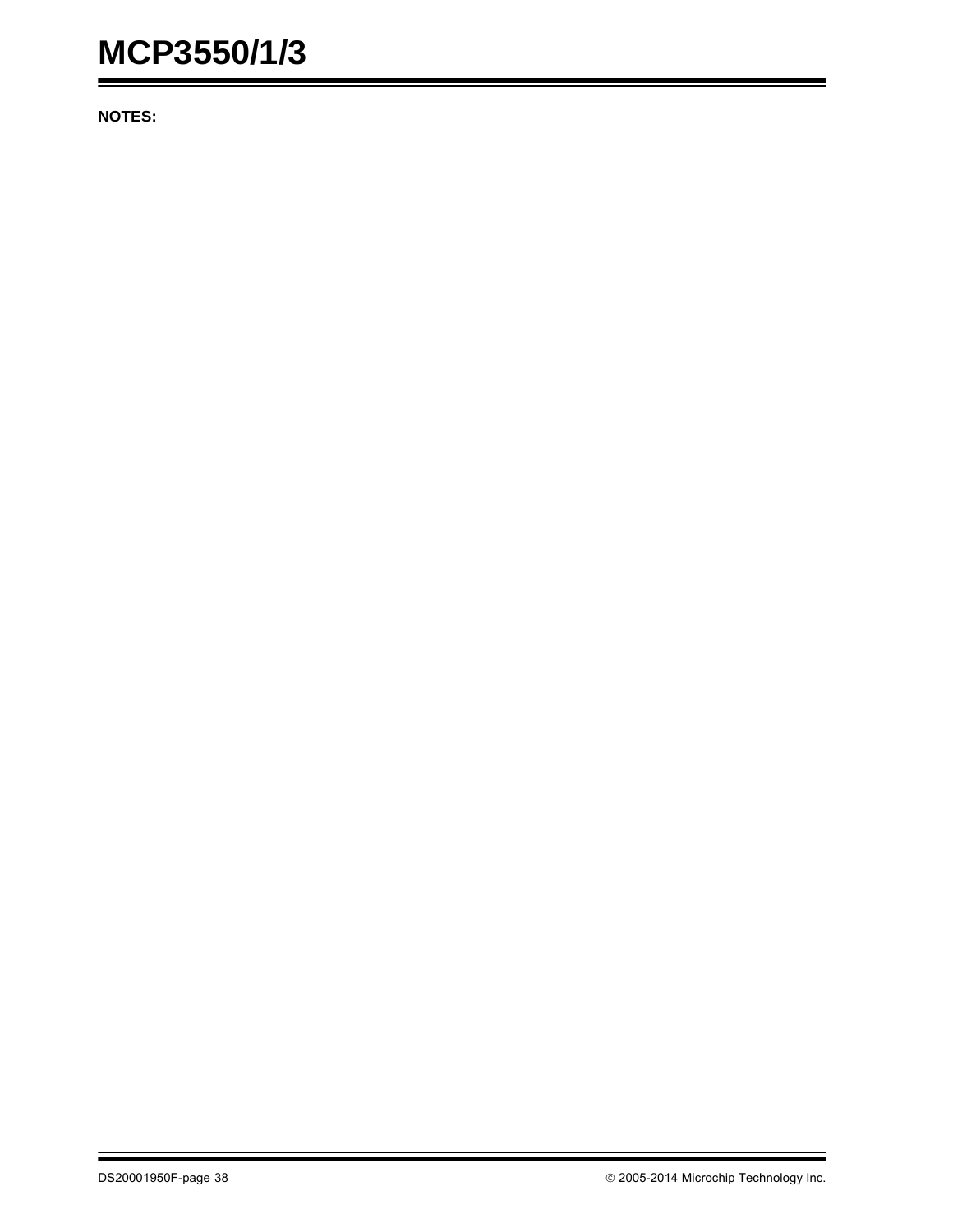**NOTES:**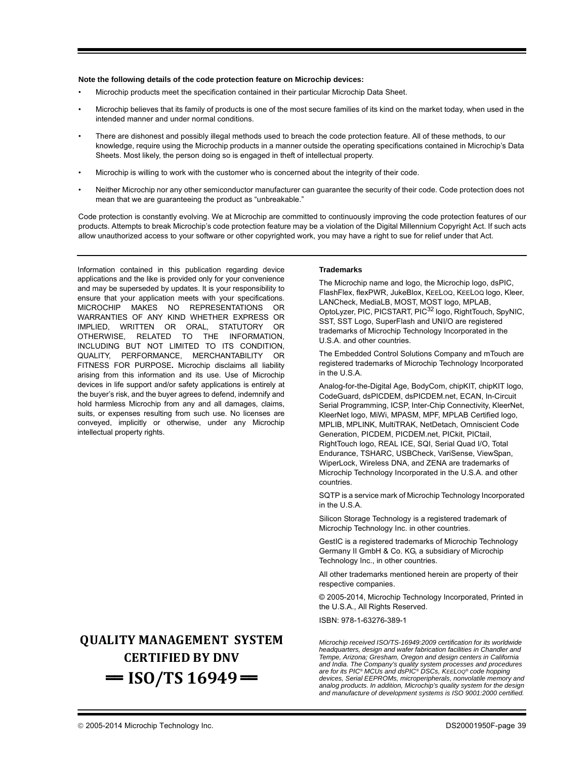**Note the following details of the code protection feature on Microchip devices:**

- Microchip products meet the specification contained in their particular Microchip Data Sheet.
- Microchip believes that its family of products is one of the most secure families of its kind on the market today, when used in the intended manner and under normal conditions.
- There are dishonest and possibly illegal methods used to breach the code protection feature. All of these methods, to our knowledge, require using the Microchip products in a manner outside the operating specifications contained in Microchip's Data Sheets. Most likely, the person doing so is engaged in theft of intellectual property.
- Microchip is willing to work with the customer who is concerned about the integrity of their code.
- Neither Microchip nor any other semiconductor manufacturer can guarantee the security of their code. Code protection does not mean that we are guaranteeing the product as "unbreakable."

Code protection is constantly evolving. We at Microchip are committed to continuously improving the code protection features of our products. Attempts to break Microchip's code protection feature may be a violation of the Digital Millennium Copyright Act. If such acts allow unauthorized access to your software or other copyrighted work, you may have a right to sue for relief under that Act.

Information contained in this publication regarding device applications and the like is provided only for your convenience and may be superseded by updates. It is your responsibility to ensure that your application meets with your specifications. MICROCHIP MAKES NO REPRESENTATIONS OR WARRANTIES OF ANY KIND WHETHER EXPRESS OR IMPLIED, WRITTEN OR ORAL, STATUTORY OR OTHERWISE, RELATED TO THE INFORMATION, INCLUDING BUT NOT LIMITED TO ITS CONDITION, QUALITY, PERFORMANCE, MERCHANTABILITY OR FITNESS FOR PURPOSE**.** Microchip disclaims all liability arising from this information and its use. Use of Microchip devices in life support and/or safety applications is entirely at the buyer's risk, and the buyer agrees to defend, indemnify and hold harmless Microchip from any and all damages, claims, suits, or expenses resulting from such use. No licenses are conveyed, implicitly or otherwise, under any Microchip intellectual property rights.

**QUALITY MANAGEMENT SYSTEM**
**CERTIFIED BY DNV**
**== ISO/TS 16949 ==**

**Trademarks**

The Microchip name and logo, the Microchip logo, dsPIC, FlashFlex, flexPWR, JukeBlox, KEELOQ, KEELOQ logo, Kleer, LANCheck, MediaLB, MOST, MOST logo, MPLAB, OptoLyzer, PIC, PICSTART, PIC32 logo, RightTouch, SpyNIC, SST, SST Logo, SuperFlash and UNI/O are registered trademarks of Microchip Technology Incorporated in the U.S.A. and other countries.

The Embedded Control Solutions Company and mTouch are registered trademarks of Microchip Technology Incorporated in the U.S.A.

Analog-for-the-Digital Age, BodyCom, chipKIT, chipKIT logo, CodeGuard, dsPICDEM, dsPICDEM.net, ECAN, In-Circuit Serial Programming, ICSP, Inter-Chip Connectivity, KleerNet, KleerNet logo, MiWi, MPASM, MPF, MPLAB Certified logo, MPLIB, MPLINK, MultiTRAK, NetDetach, Omniscient Code Generation, PICDEM, PICDEM.net, PICkit, PICtail, RightTouch logo, REAL ICE, SQI, Serial Quad I/O, Total Endurance, TSHARC, USBCheck, VariSense, ViewSpan, WiperLock, Wireless DNA, and ZENA are trademarks of Microchip Technology Incorporated in the U.S.A. and other countries.

SQTP is a service mark of Microchip Technology Incorporated in the U.S.A.

Silicon Storage Technology is a registered trademark of Microchip Technology Inc. in other countries.

GestIC is a registered trademarks of Microchip Technology Germany II GmbH & Co. KG, a subsidiary of Microchip Technology Inc., in other countries.

All other trademarks mentioned herein are property of their respective companies.

© 2005-2014, Microchip Technology Incorporated, Printed in the U.S.A., All Rights Reserved.

ISBN: 978-1-63276-389-1

*Microchip received ISO/TS-16949:2009 certification for its worldwide headquarters, design and wafer fabrication facilities in Chandler and Tempe, Arizona; Gresham, Oregon and design centers in California and India. The Company's quality system processes and procedures are for its PIC® MCUs and dsPIC® DSCs, KEELOQ® code hopping devices, Serial EEPROMs, microperipherals, nonvolatile memory and analog products. In addition, Microchip's quality system for the design and manufacture of development systems is ISO 9001:2000 certified.*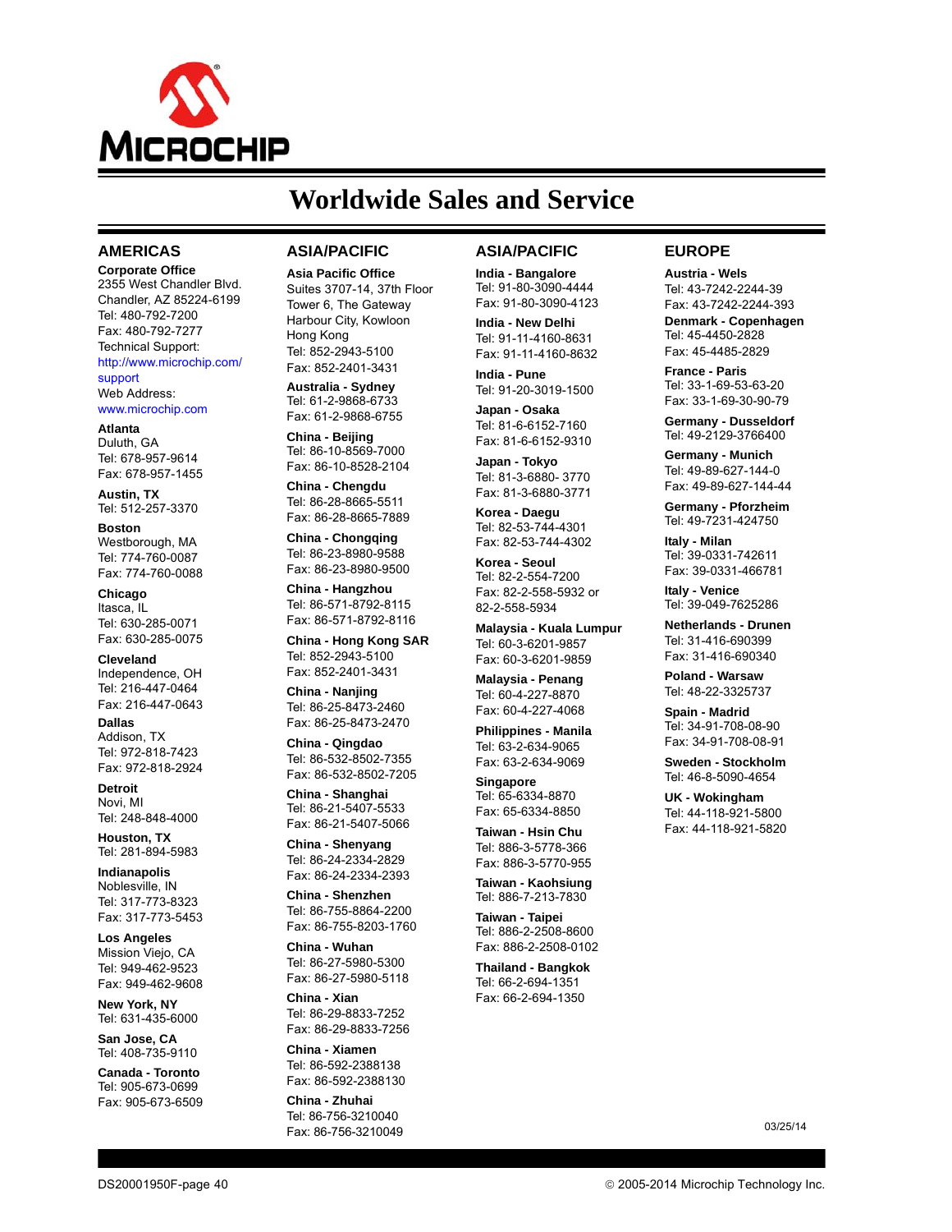# Worldwide Sales and Service

## AMERICAS

**Corporate Office**
2355 West Chandler Blvd.
Chandler, AZ 85224-6199
Tel: 480-792-7200
Fax: 480-792-7277
Technical Support:
http://www.microchip.com/support
Web Address:
www.microchip.com

**Atlanta**
Duluth, GA
Tel: 678-957-9614
Fax: 678-957-1455

**Austin, TX**
Tel: 512-257-3370

**Boston**
Westborough, MA
Tel: 774-760-0087
Fax: 774-760-0088

**Chicago**
Itasca, IL
Tel: 630-285-0071
Fax: 630-285-0075

**Cleveland**
Independence, OH
Tel: 216-447-0464
Fax: 216-447-0643

**Dallas**
Addison, TX
Tel: 972-818-7423
Fax: 972-818-2924

**Detroit**
Novi, MI
Tel: 248-848-4000

**Houston, TX**
Tel: 281-894-5983

**Indianapolis**
Noblesville, IN
Tel: 317-773-8323
Fax: 317-773-5453

**Los Angeles**
Mission Viejo, CA
Tel: 949-462-9523
Fax: 949-462-9608

**New York, NY**
Tel: 631-435-6000

**San Jose, CA**
Tel: 408-735-9110

**Canada - Toronto**
Tel: 905-673-0699
Fax: 905-673-6509

## ASIA/PACIFIC

**Asia Pacific Office**
Suites 3707-14, 37th Floor
Tower 6, The Gateway
Harbour City, Kowloon
Hong Kong
Tel: 852-2943-5100
Fax: 852-2401-3431

**Australia - Sydney**
Tel: 61-2-9868-6733
Fax: 61-2-9868-6755

**China - Beijing**
Tel: 86-10-8569-7000
Fax: 86-10-8528-2104

**China - Chengdu**
Tel: 86-28-8665-5511
Fax: 86-28-8665-7889

**China - Chongqing**
Tel: 86-23-8980-9588
Fax: 86-23-8980-9500

**China - Hangzhou**
Tel: 86-571-8792-8115
Fax: 86-571-8792-8116

**China - Hong Kong SAR**
Tel: 852-2943-5100
Fax: 852-2401-3431

**China - Nanjing**
Tel: 86-25-8473-2460
Fax: 86-25-8473-2470

**China - Qingdao**
Tel: 86-532-8502-7355
Fax: 86-532-8502-7205

**China - Shanghai**
Tel: 86-21-5407-5533
Fax: 86-21-5407-5066

**China - Shenyang**
Tel: 86-24-2334-2829
Fax: 86-24-2334-2393

**China - Shenzhen**
Tel: 86-755-8864-2200
Fax: 86-755-8203-1760

**China - Wuhan**
Tel: 86-27-5980-5300
Fax: 86-27-5980-5118

**China - Xian**
Tel: 86-29-8833-7252
Fax: 86-29-8833-7256

**China - Xiamen**
Tel: 86-592-2388138
Fax: 86-592-2388130

**China - Zhuhai**
Tel: 86-756-3210040
Fax: 86-756-3210049

## ASIA/PACIFIC

**India - Bangalore**
Tel: 91-80-3090-4444
Fax: 91-80-3090-4123

**India - New Delhi**
Tel: 91-11-4160-8631
Fax: 91-11-4160-8632

**India - Pune**
Tel: 91-20-3019-1500

**Japan - Osaka**
Tel: 81-6-6152-7160
Fax: 81-6-6152-9310

**Japan - Tokyo**
Tel: 81-3-6880- 3770
Fax: 81-3-6880-3771

**Korea - Daegu**
Tel: 82-53-744-4301
Fax: 82-53-744-4302

**Korea - Seoul**
Tel: 82-2-554-7200
Fax: 82-2-558-5932 or
82-2-558-5934

**Malaysia - Kuala Lumpur**
Tel: 60-3-6201-9857
Fax: 60-3-6201-9859

**Malaysia - Penang**
Tel: 60-4-227-8870
Fax: 60-4-227-4068

**Philippines - Manila**
Tel: 63-2-634-9065
Fax: 63-2-634-9069

**Singapore**
Tel: 65-6334-8870
Fax: 65-6334-8850

**Taiwan - Hsin Chu**
Tel: 886-3-5778-366
Fax: 886-3-5770-955

**Taiwan - Kaohsiung**
Tel: 886-7-213-7830

**Taiwan - Taipei**
Tel: 886-2-2508-8600
Fax: 886-2-2508-0102

**Thailand - Bangkok**
Tel: 66-2-694-1351
Fax: 66-2-694-1350

## EUROPE

**Austria - Wels**
Tel: 43-7242-2244-39
Fax: 43-7242-2244-393

**Denmark - Copenhagen**
Tel: 45-4450-2828
Fax: 45-4485-2829

**France - Paris**
Tel: 33-1-69-53-63-20
Fax: 33-1-69-30-90-79

**Germany - Dusseldorf**
Tel: 49-2129-3766400

**Germany - Munich**
Tel: 49-89-627-144-0
Fax: 49-89-627-144-44

**Germany - Pforzheim**
Tel: 49-7231-424750

**Italy - Milan**
Tel: 39-0331-742611
Fax: 39-0331-466781

**Italy - Venice**
Tel: 39-049-7625286

**Netherlands - Drunen**
Tel: 31-416-690399
Fax: 31-416-690340

**Poland - Warsaw**
Tel: 48-22-3325737

**Spain - Madrid**
Tel: 34-91-708-08-90
Fax: 34-91-708-08-91

**Sweden - Stockholm**
Tel: 46-8-5090-4654

**UK - Wokingham**
Tel: 44-118-921-5800
Fax: 44-118-921-5820

03/25/14